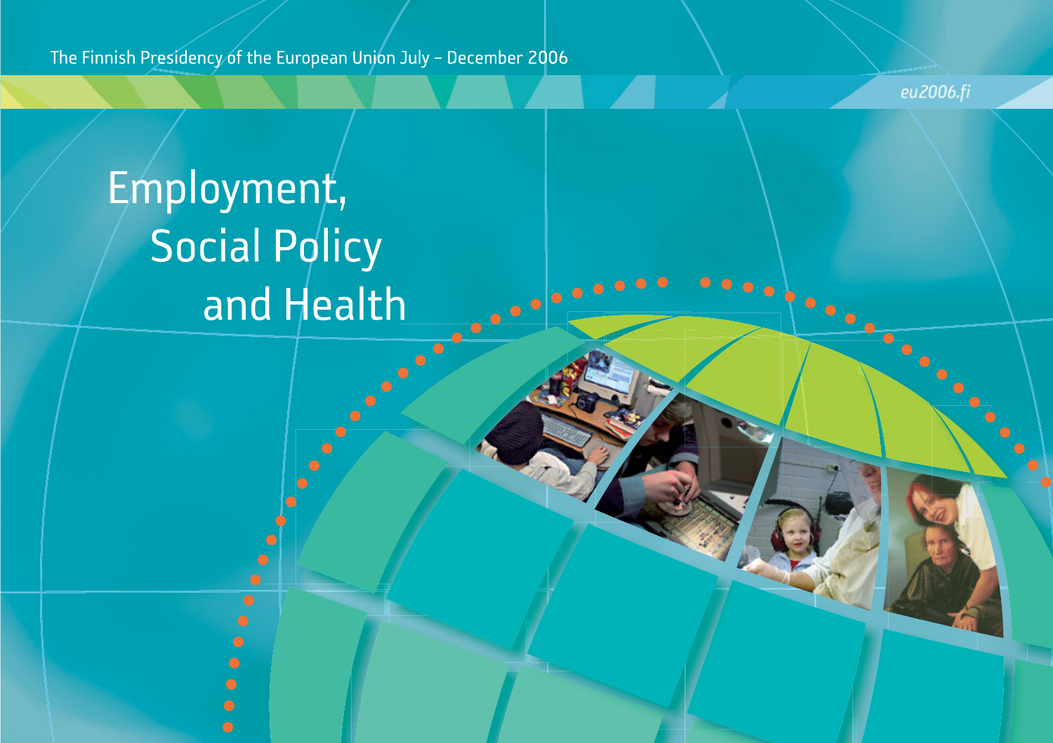The Finnish Presidency of the European Union July – December 2006

eu2006.fi

# Employment, Social Policy and Health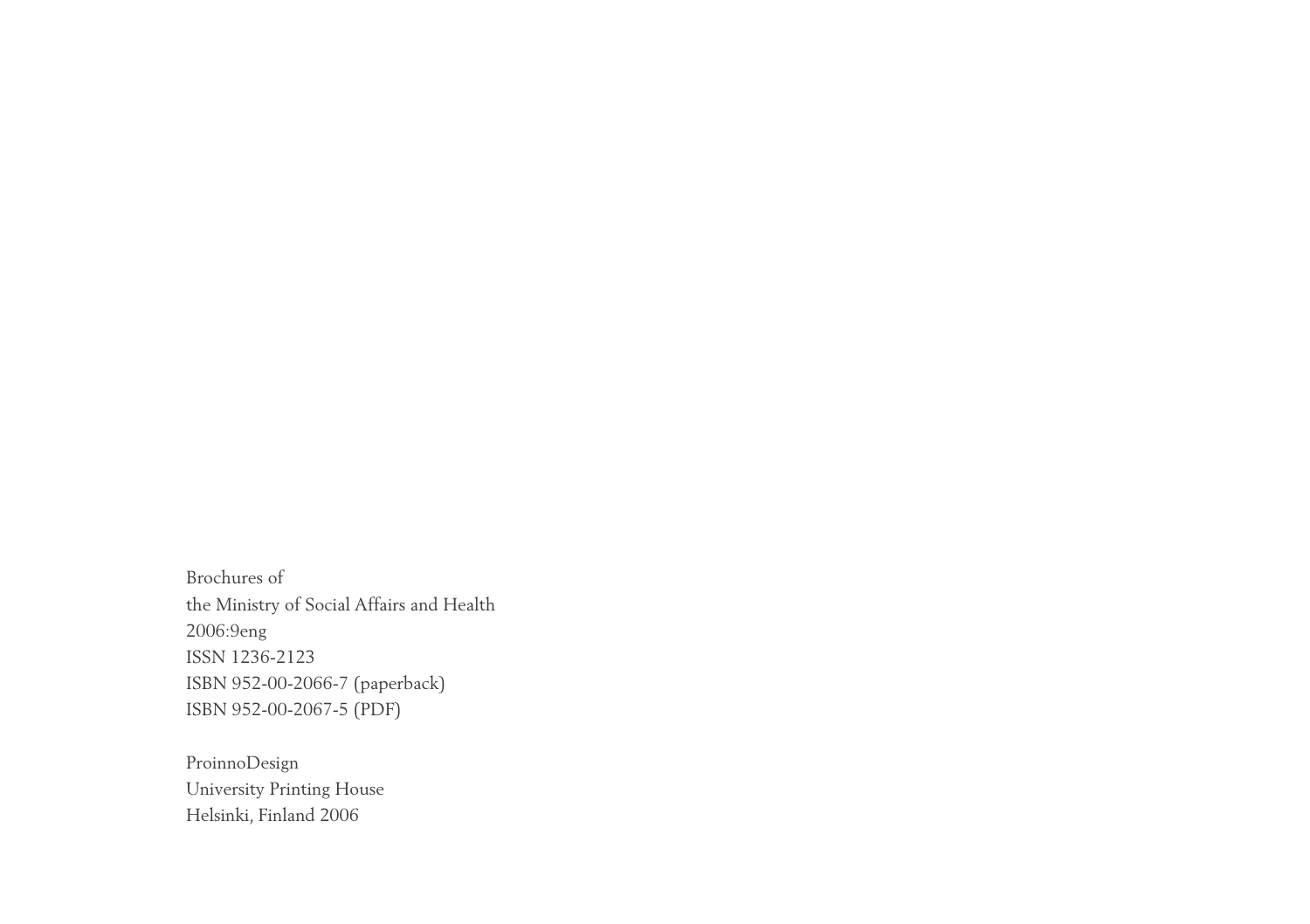Brochures of
the Ministry of Social Affairs and Health
2006:9eng
ISSN 1236-2123
ISBN 952-00-2066-7 (paperback)
ISBN 952-00-2067-5 (PDF)

ProinnoDesign
University Printing House
Helsinki, Finland 2006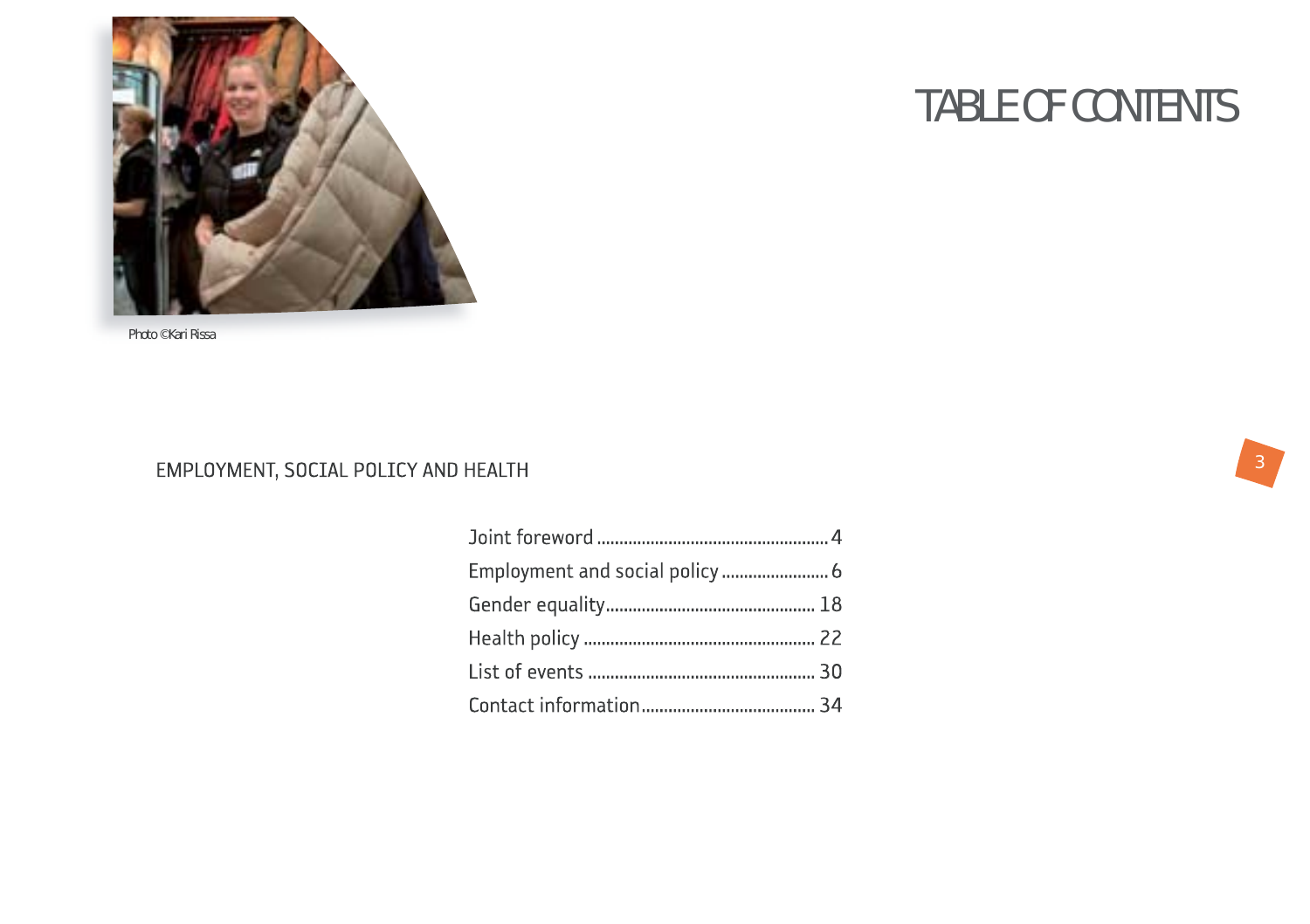Photo ©Kari Rissa

# TABLE OF CONTENTS

## EMPLOYMENT, SOCIAL POLICY AND HEALTH

- Joint foreword .................................................... 4
- Employment and social policy ........................ 6
- Gender equality.............................................. 18
- Health policy ................................................... 22
- List of events .................................................. 30
- Contact information....................................... 34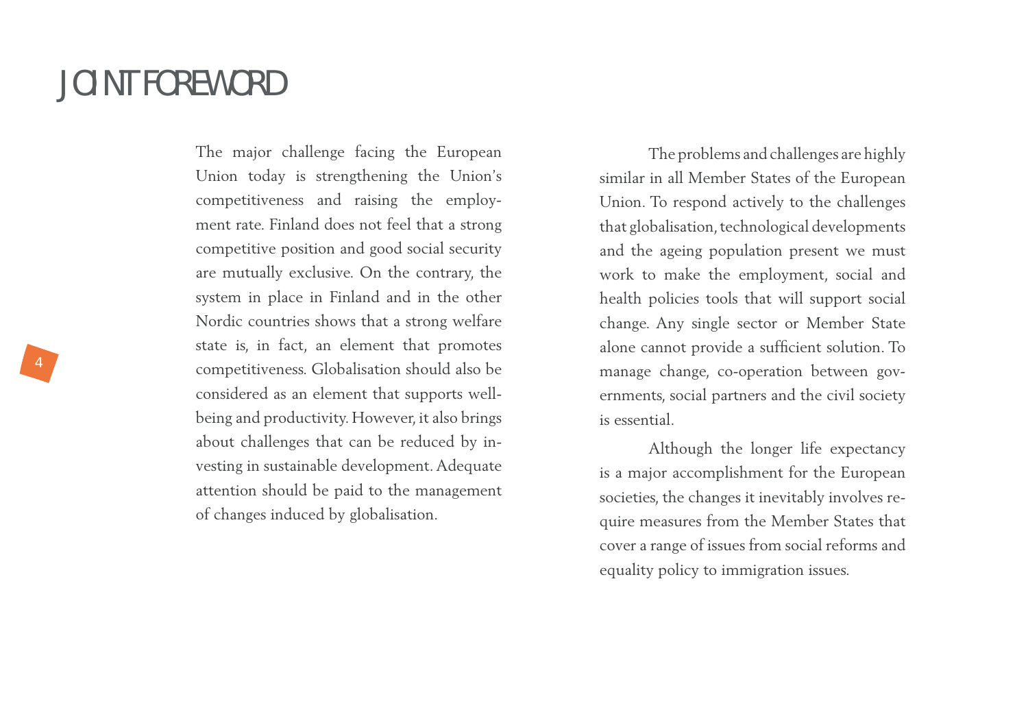# JOINT FOREWORD

The major challenge facing the European Union today is strengthening the Union's competitiveness and raising the employment rate. Finland does not feel that a strong competitive position and good social security are mutually exclusive. On the contrary, the system in place in Finland and in the other Nordic countries shows that a strong welfare state is, in fact, an element that promotes competitiveness. Globalisation should also be considered as an element that supports well-being and productivity. However, it also brings about challenges that can be reduced by investing in sustainable development. Adequate attention should be paid to the management of changes induced by globalisation.

The problems and challenges are highly similar in all Member States of the European Union. To respond actively to the challenges that globalisation, technological developments and the ageing population present we must work to make the employment, social and health policies tools that will support social change. Any single sector or Member State alone cannot provide a sufficient solution. To manage change, co-operation between governments, social partners and the civil society is essential.

Although the longer life expectancy is a major accomplishment for the European societies, the changes it inevitably involves require measures from the Member States that cover a range of issues from social reforms and equality policy to immigration issues.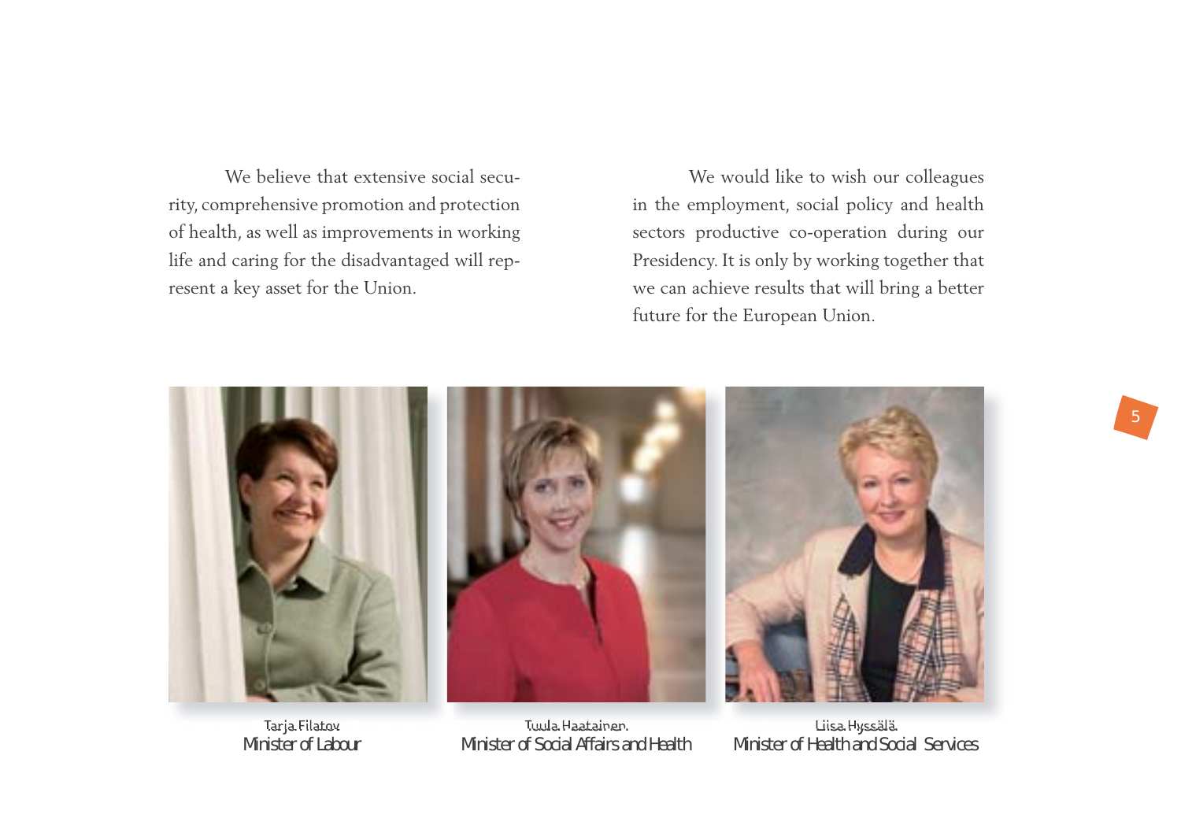We believe that extensive social security, comprehensive promotion and protection of health, as well as improvements in working life and caring for the disadvantaged will represent a key asset for the Union.

We would like to wish our colleagues in the employment, social policy and health sectors productive co-operation during our Presidency. It is only by working together that we can achieve results that will bring a better future for the European Union.

Tarja Filatov
Minister of Labour

Tuula Haatainen
Minister of Social Affairs and Health

Liisa Hyssälä
Minister of Health and Social Services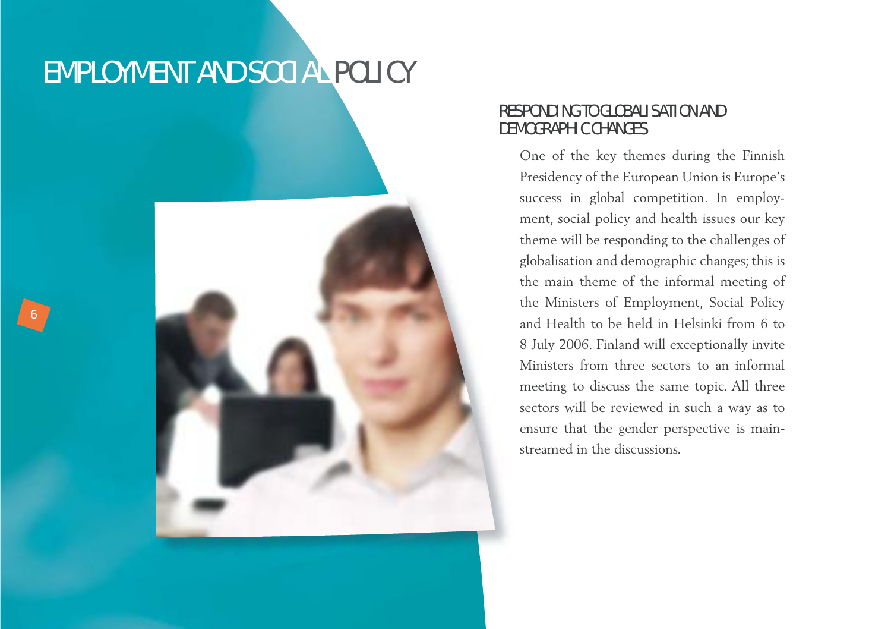# EMPLOYMENT AND SOCIAL POLICY

## RESPONDING TO GLOBALISATION AND DEMOGRAPHIC CHANGES

One of the key themes during the Finnish Presidency of the European Union is Europe's success in global competition. In employment, social policy and health issues our key theme will be responding to the challenges of globalisation and demographic changes; this is the main theme of the informal meeting of the Ministers of Employment, Social Policy and Health to be held in Helsinki from 6 to 8 July 2006. Finland will exceptionally invite Ministers from three sectors to an informal meeting to discuss the same topic. All three sectors will be reviewed in such a way as to ensure that the gender perspective is mainstreamed in the discussions.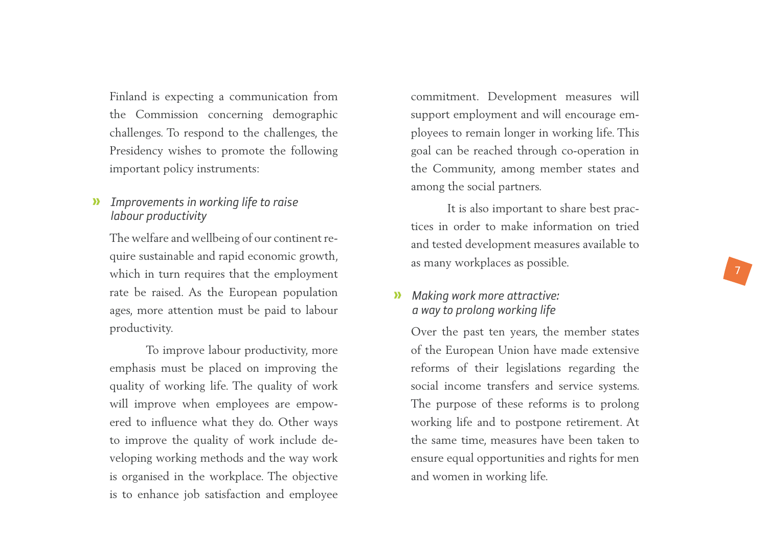Finland is expecting a communication from the Commission concerning demographic challenges. To respond to the challenges, the Presidency wishes to promote the following important policy instruments:

### » *Improvements in working life to raise labour productivity*

The welfare and wellbeing of our continent require sustainable and rapid economic growth, which in turn requires that the employment rate be raised. As the European population ages, more attention must be paid to labour productivity.

To improve labour productivity, more emphasis must be placed on improving the quality of working life. The quality of work will improve when employees are empowered to influence what they do. Other ways to improve the quality of work include developing working methods and the way work is organised in the workplace. The objective is to enhance job satisfaction and employee commitment. Development measures will support employment and will encourage employees to remain longer in working life. This goal can be reached through co-operation in the Community, among member states and among the social partners.

It is also important to share best practices in order to make information on tried and tested development measures available to as many workplaces as possible.

### » *Making work more attractive: a way to prolong working life*

Over the past ten years, the member states of the European Union have made extensive reforms of their legislations regarding the social income transfers and service systems. The purpose of these reforms is to prolong working life and to postpone retirement. At the same time, measures have been taken to ensure equal opportunities and rights for men and women in working life.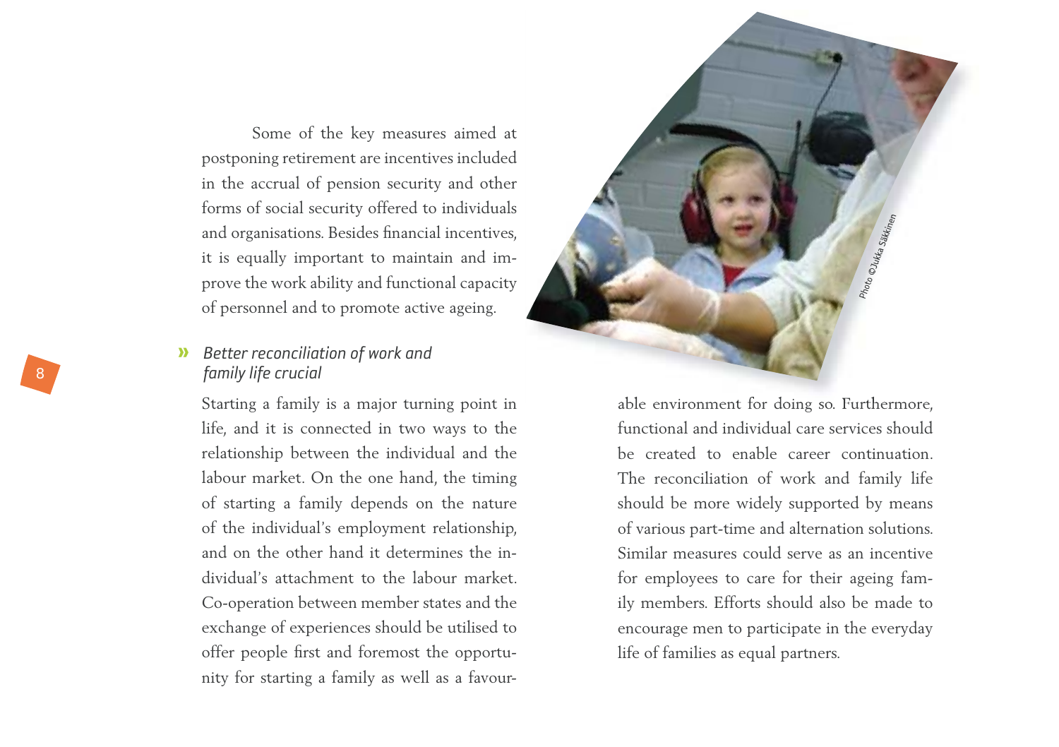Some of the key measures aimed at postponing retirement are incentives included in the accrual of pension security and other forms of social security offered to individuals and organisations. Besides financial incentives, it is equally important to maintain and improve the work ability and functional capacity of personnel and to promote active ageing.

### *Better reconciliation of work and family life crucial*

Starting a family is a major turning point in life, and it is connected in two ways to the relationship between the individual and the labour market. On the one hand, the timing of starting a family depends on the nature of the individual's employment relationship, and on the other hand it determines the individual's attachment to the labour market. Co-operation between member states and the exchange of experiences should be utilised to offer people first and foremost the opportunity for starting a family as well as a favourable environment for doing so. Furthermore, functional and individual care services should be created to enable career continuation. The reconciliation of work and family life should be more widely supported by means of various part-time and alternation solutions. Similar measures could serve as an incentive for employees to care for their ageing family members. Efforts should also be made to encourage men to participate in the everyday life of families as equal partners.

Photo ©Jukka Sakkinen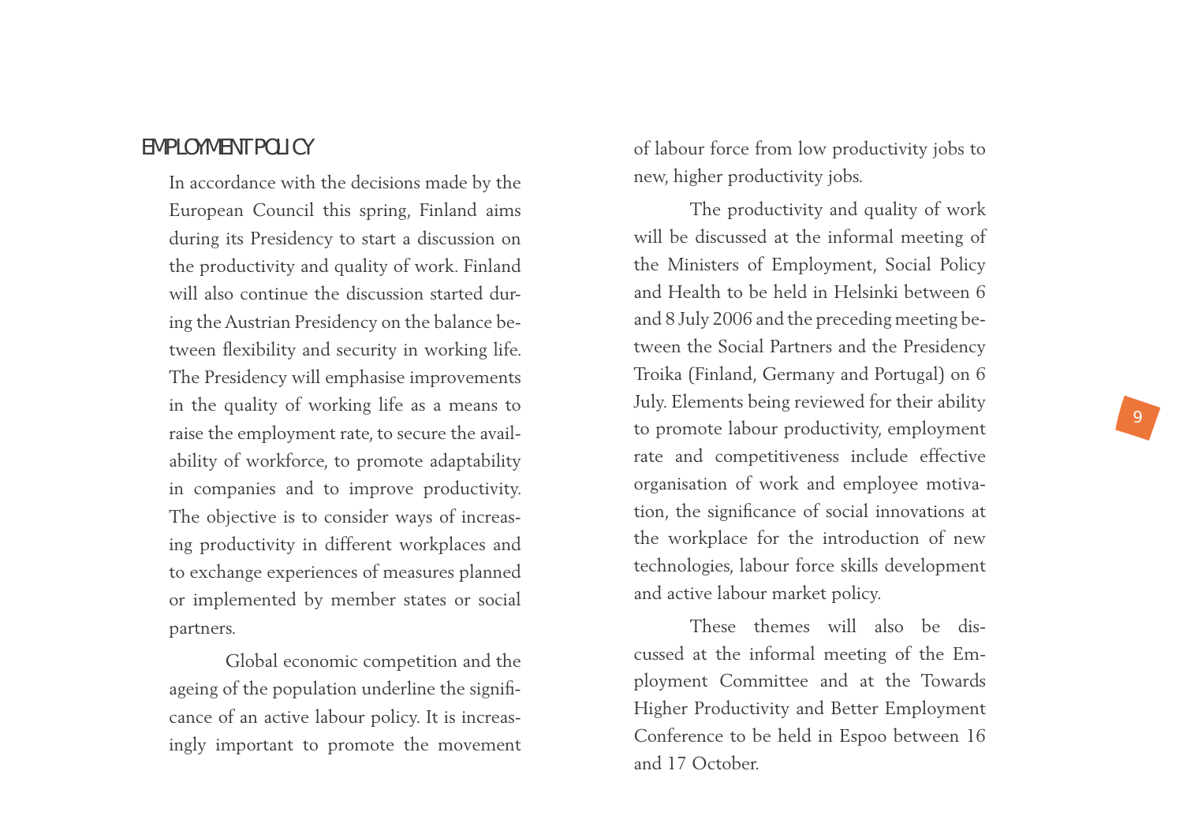## EMPLOYMENT POLICY

In accordance with the decisions made by the European Council this spring, Finland aims during its Presidency to start a discussion on the productivity and quality of work. Finland will also continue the discussion started during the Austrian Presidency on the balance between flexibility and security in working life. The Presidency will emphasise improvements in the quality of working life as a means to raise the employment rate, to secure the availability of workforce, to promote adaptability in companies and to improve productivity. The objective is to consider ways of increasing productivity in different workplaces and to exchange experiences of measures planned or implemented by member states or social partners.

Global economic competition and the ageing of the population underline the significance of an active labour policy. It is increasingly important to promote the movement of labour force from low productivity jobs to new, higher productivity jobs.

The productivity and quality of work will be discussed at the informal meeting of the Ministers of Employment, Social Policy and Health to be held in Helsinki between 6 and 8 July 2006 and the preceding meeting between the Social Partners and the Presidency Troika (Finland, Germany and Portugal) on 6 July. Elements being reviewed for their ability to promote labour productivity, employment rate and competitiveness include effective organisation of work and employee motivation, the significance of social innovations at the workplace for the introduction of new technologies, labour force skills development and active labour market policy.

These themes will also be discussed at the informal meeting of the Employment Committee and at the Towards Higher Productivity and Better Employment Conference to be held in Espoo between 16 and 17 October.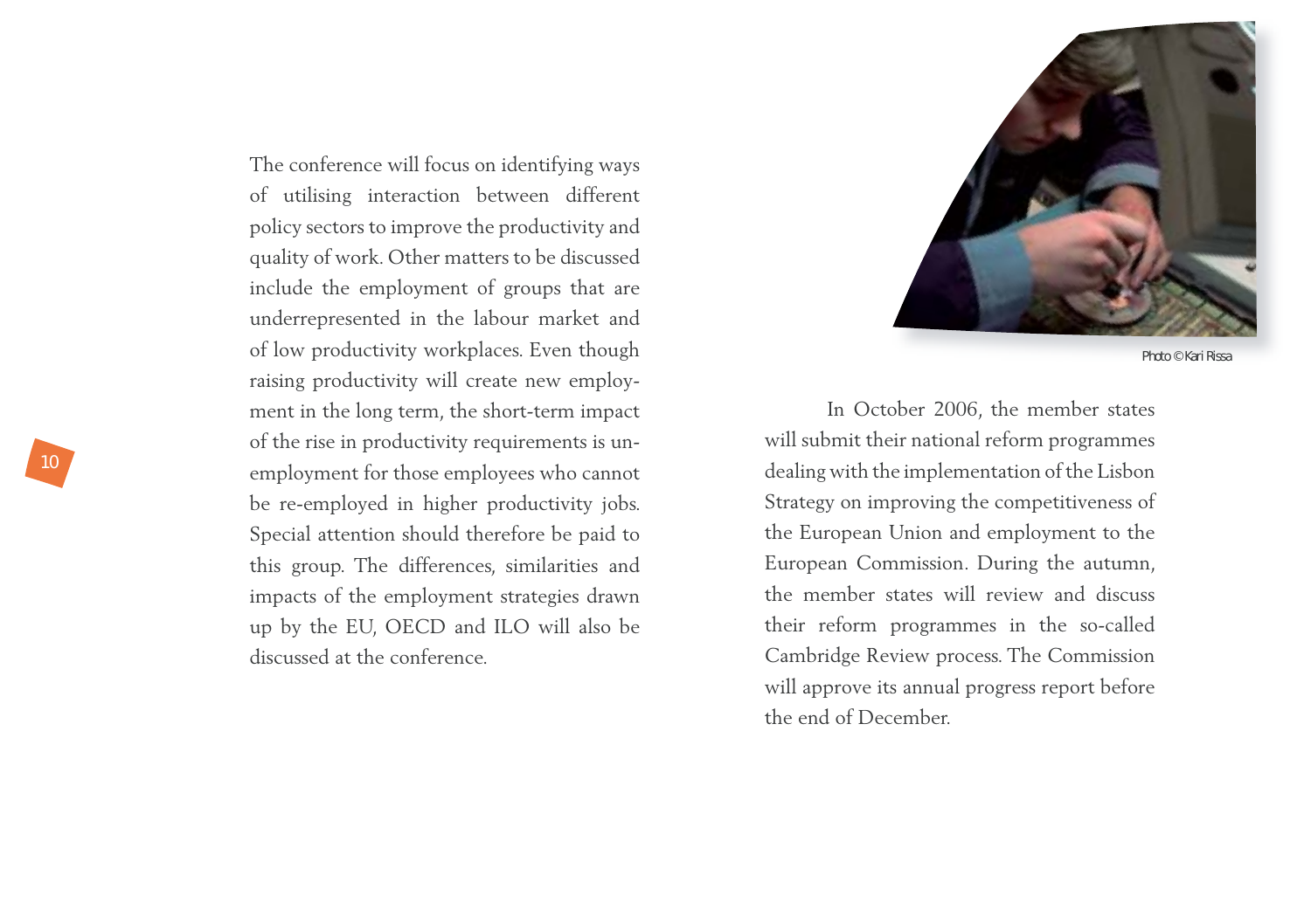The conference will focus on identifying ways of utilising interaction between different policy sectors to improve the productivity and quality of work. Other matters to be discussed include the employment of groups that are underrepresented in the labour market and of low productivity workplaces. Even though raising productivity will create new employment in the long term, the short-term impact of the rise in productivity requirements is unemployment for those employees who cannot be re-employed in higher productivity jobs. Special attention should therefore be paid to this group. The differences, similarities and impacts of the employment strategies drawn up by the EU, OECD and ILO will also be discussed at the conference.

Photo © Kari Rissa

In October 2006, the member states will submit their national reform programmes dealing with the implementation of the Lisbon Strategy on improving the competitiveness of the European Union and employment to the European Commission. During the autumn, the member states will review and discuss their reform programmes in the so-called Cambridge Review process. The Commission will approve its annual progress report before the end of December.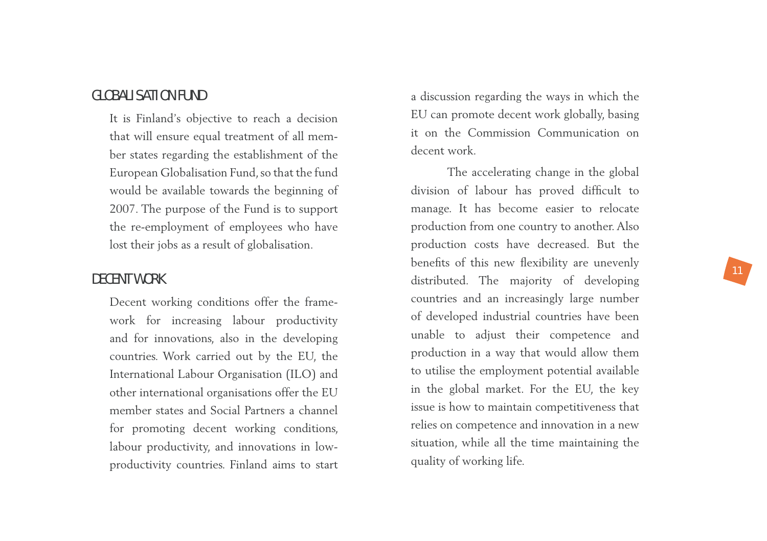## GLOBALISATION FUND

It is Finland's objective to reach a decision that will ensure equal treatment of all member states regarding the establishment of the European Globalisation Fund, so that the fund would be available towards the beginning of 2007. The purpose of the Fund is to support the re-employment of employees who have lost their jobs as a result of globalisation.

## DECENT WORK

Decent working conditions offer the framework for increasing labour productivity and for innovations, also in the developing countries. Work carried out by the EU, the International Labour Organisation (ILO) and other international organisations offer the EU member states and Social Partners a channel for promoting decent working conditions, labour productivity, and innovations in low-productivity countries. Finland aims to start a discussion regarding the ways in which the EU can promote decent work globally, basing it on the Commission Communication on decent work.

The accelerating change in the global division of labour has proved difficult to manage. It has become easier to relocate production from one country to another. Also production costs have decreased. But the benefits of this new flexibility are unevenly distributed. The majority of developing countries and an increasingly large number of developed industrial countries have been unable to adjust their competence and production in a way that would allow them to utilise the employment potential available in the global market. For the EU, the key issue is how to maintain competitiveness that relies on competence and innovation in a new situation, while all the time maintaining the quality of working life.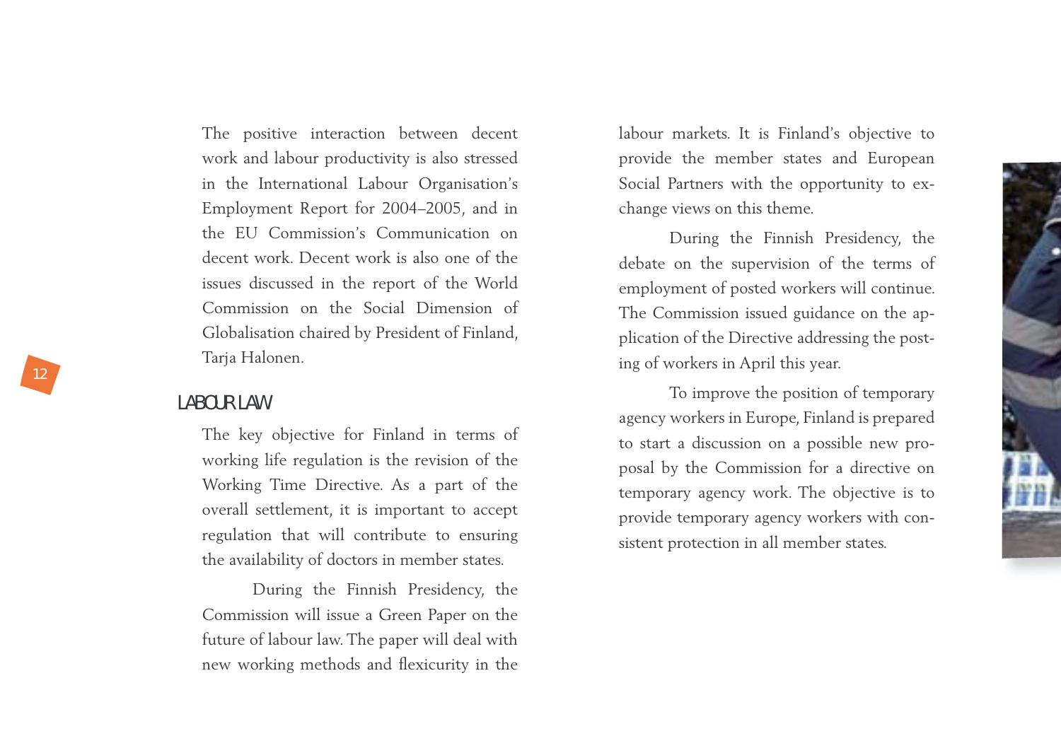The positive interaction between decent work and labour productivity is also stressed in the International Labour Organisation's Employment Report for 2004–2005, and in the EU Commission's Communication on decent work. Decent work is also one of the issues discussed in the report of the World Commission on the Social Dimension of Globalisation chaired by President of Finland, Tarja Halonen.

## LABOUR LAW

The key objective for Finland in terms of working life regulation is the revision of the Working Time Directive. As a part of the overall settlement, it is important to accept regulation that will contribute to ensuring the availability of doctors in member states.

During the Finnish Presidency, the Commission will issue a Green Paper on the future of labour law. The paper will deal with new working methods and flexicurity in the labour markets. It is Finland's objective to provide the member states and European Social Partners with the opportunity to exchange views on this theme.

During the Finnish Presidency, the debate on the supervision of the terms of employment of posted workers will continue. The Commission issued guidance on the application of the Directive addressing the posting of workers in April this year.

To improve the position of temporary agency workers in Europe, Finland is prepared to start a discussion on a possible new proposal by the Commission for a directive on temporary agency work. The objective is to provide temporary agency workers with consistent protection in all member states.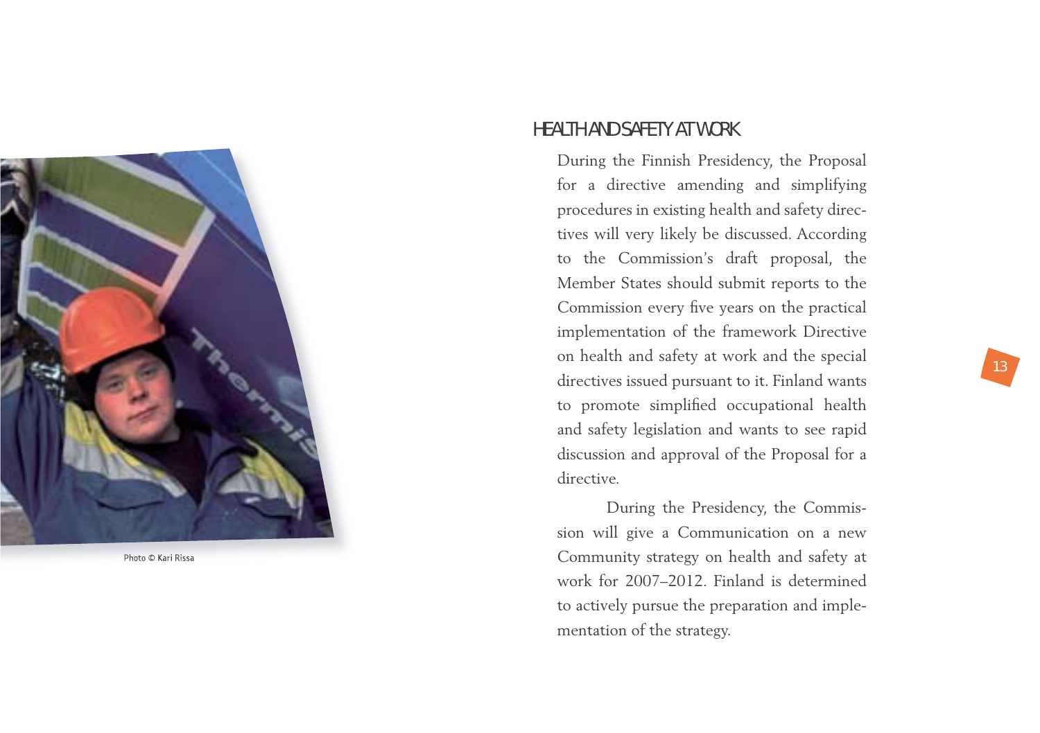Photo © Kari Rissa

## HEALTH AND SAFETY AT WORK

During the Finnish Presidency, the Proposal for a directive amending and simplifying procedures in existing health and safety directives will very likely be discussed. According to the Commission's draft proposal, the Member States should submit reports to the Commission every five years on the practical implementation of the framework Directive on health and safety at work and the special directives issued pursuant to it. Finland wants to promote simplified occupational health and safety legislation and wants to see rapid discussion and approval of the Proposal for a directive.

During the Presidency, the Commission will give a Communication on a new Community strategy on health and safety at work for 2007–2012. Finland is determined to actively pursue the preparation and implementation of the strategy.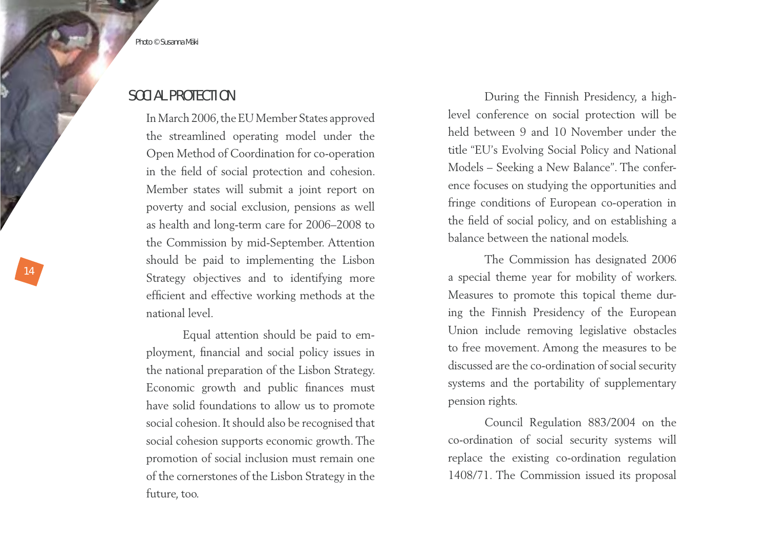Photo © Susanna Mäki

## SOCIAL PROTECTION

In March 2006, the EU Member States approved the streamlined operating model under the Open Method of Coordination for co-operation in the field of social protection and cohesion. Member states will submit a joint report on poverty and social exclusion, pensions as well as health and long-term care for 2006–2008 to the Commission by mid-September. Attention should be paid to implementing the Lisbon Strategy objectives and to identifying more efficient and effective working methods at the national level.

Equal attention should be paid to employment, financial and social policy issues in the national preparation of the Lisbon Strategy. Economic growth and public finances must have solid foundations to allow us to promote social cohesion. It should also be recognised that social cohesion supports economic growth. The promotion of social inclusion must remain one of the cornerstones of the Lisbon Strategy in the future, too.

During the Finnish Presidency, a high-level conference on social protection will be held between 9 and 10 November under the title "EU's Evolving Social Policy and National Models – Seeking a New Balance". The conference focuses on studying the opportunities and fringe conditions of European co-operation in the field of social policy, and on establishing a balance between the national models.

The Commission has designated 2006 a special theme year for mobility of workers. Measures to promote this topical theme during the Finnish Presidency of the European Union include removing legislative obstacles to free movement. Among the measures to be discussed are the co-ordination of social security systems and the portability of supplementary pension rights.

Council Regulation 883/2004 on the co-ordination of social security systems will replace the existing co-ordination regulation 1408/71. The Commission issued its proposal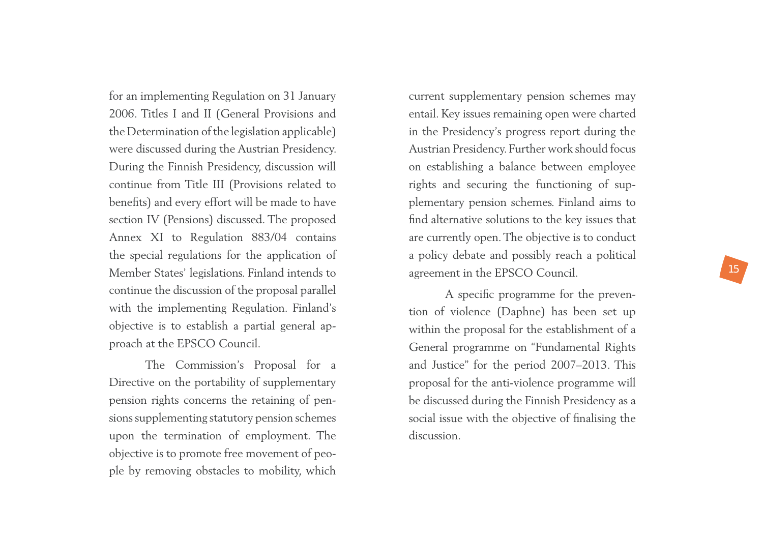for an implementing Regulation on 31 January 2006. Titles I and II (General Provisions and the Determination of the legislation applicable) were discussed during the Austrian Presidency. During the Finnish Presidency, discussion will continue from Title III (Provisions related to benefits) and every effort will be made to have section IV (Pensions) discussed. The proposed Annex XI to Regulation 883/04 contains the special regulations for the application of Member States' legislations. Finland intends to continue the discussion of the proposal parallel with the implementing Regulation. Finland's objective is to establish a partial general approach at the EPSCO Council.

The Commission's Proposal for a Directive on the portability of supplementary pension rights concerns the retaining of pensions supplementing statutory pension schemes upon the termination of employment. The objective is to promote free movement of people by removing obstacles to mobility, which current supplementary pension schemes may entail. Key issues remaining open were charted in the Presidency's progress report during the Austrian Presidency. Further work should focus on establishing a balance between employee rights and securing the functioning of supplementary pension schemes. Finland aims to find alternative solutions to the key issues that are currently open. The objective is to conduct a policy debate and possibly reach a political agreement in the EPSCO Council.

A specific programme for the prevention of violence (Daphne) has been set up within the proposal for the establishment of a General programme on "Fundamental Rights and Justice" for the period 2007–2013. This proposal for the anti-violence programme will be discussed during the Finnish Presidency as a social issue with the objective of finalising the discussion.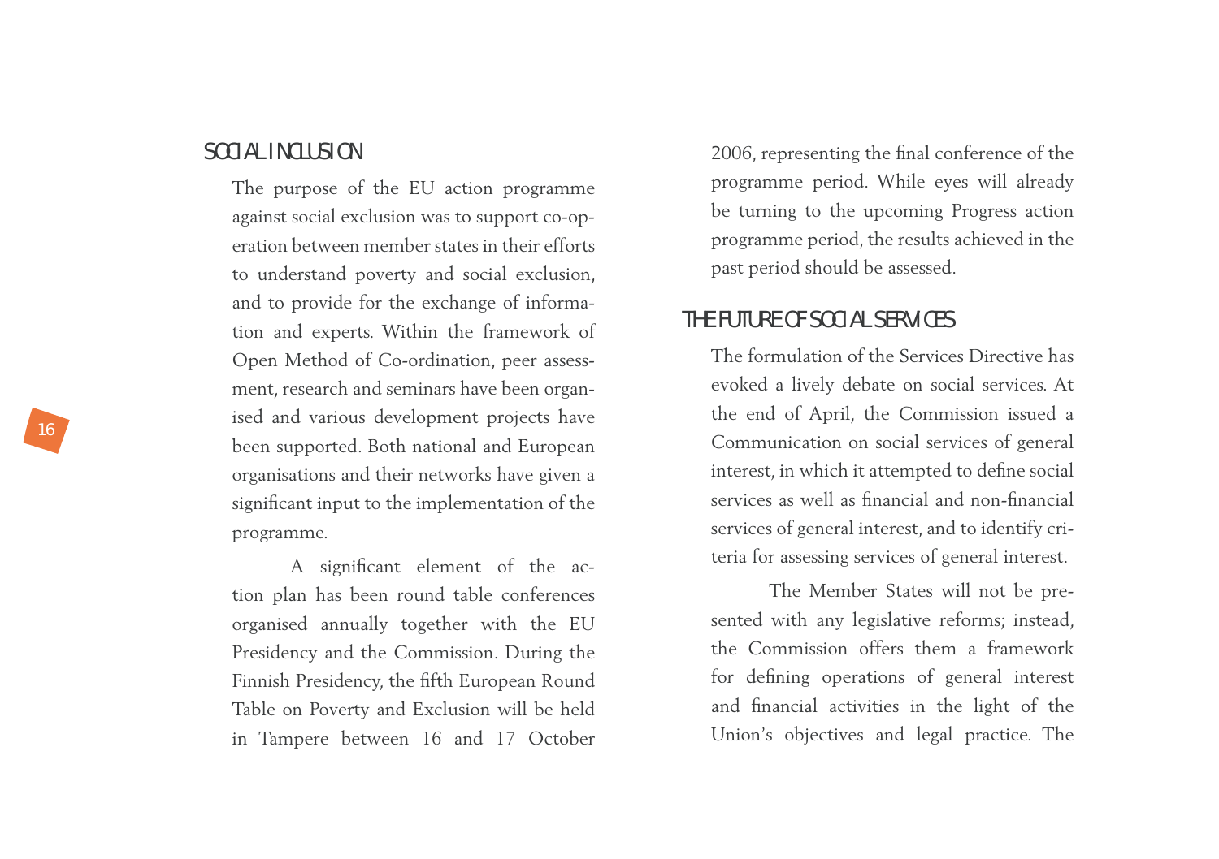## SOCIAL INCLUSION

The purpose of the EU action programme against social exclusion was to support co-operation between member states in their efforts to understand poverty and social exclusion, and to provide for the exchange of information and experts. Within the framework of Open Method of Co-ordination, peer assessment, research and seminars have been organised and various development projects have been supported. Both national and European organisations and their networks have given a significant input to the implementation of the programme.

A significant element of the action plan has been round table conferences organised annually together with the EU Presidency and the Commission. During the Finnish Presidency, the fifth European Round Table on Poverty and Exclusion will be held in Tampere between 16 and 17 October 2006, representing the final conference of the programme period. While eyes will already be turning to the upcoming Progress action programme period, the results achieved in the past period should be assessed.

## THE FUTURE OF SOCIAL SERVICES

The formulation of the Services Directive has evoked a lively debate on social services. At the end of April, the Commission issued a Communication on social services of general interest, in which it attempted to define social services as well as financial and non-financial services of general interest, and to identify criteria for assessing services of general interest.

The Member States will not be presented with any legislative reforms; instead, the Commission offers them a framework for defining operations of general interest and financial activities in the light of the Union's objectives and legal practice. The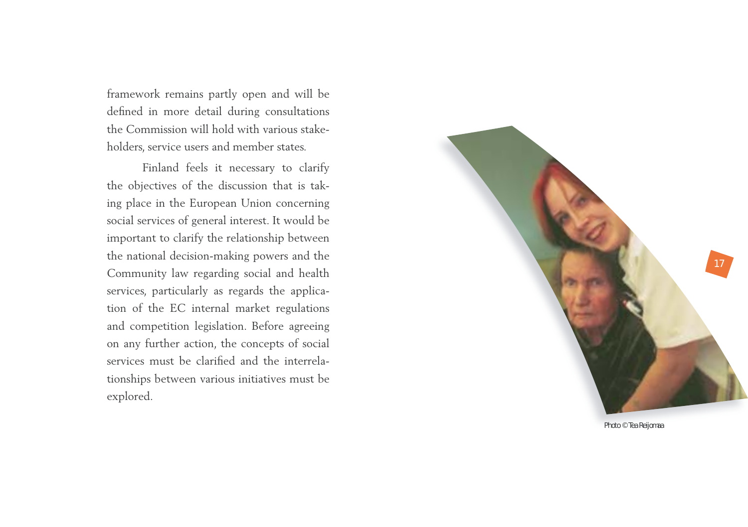framework remains partly open and will be defined in more detail during consultations the Commission will hold with various stakeholders, service users and member states.

Finland feels it necessary to clarify the objectives of the discussion that is taking place in the European Union concerning social services of general interest. It would be important to clarify the relationship between the national decision-making powers and the Community law regarding social and health services, particularly as regards the application of the EC internal market regulations and competition legislation. Before agreeing on any further action, the concepts of social services must be clarified and the interrelationships between various initiatives must be explored.

Photo © Tea Reijomaa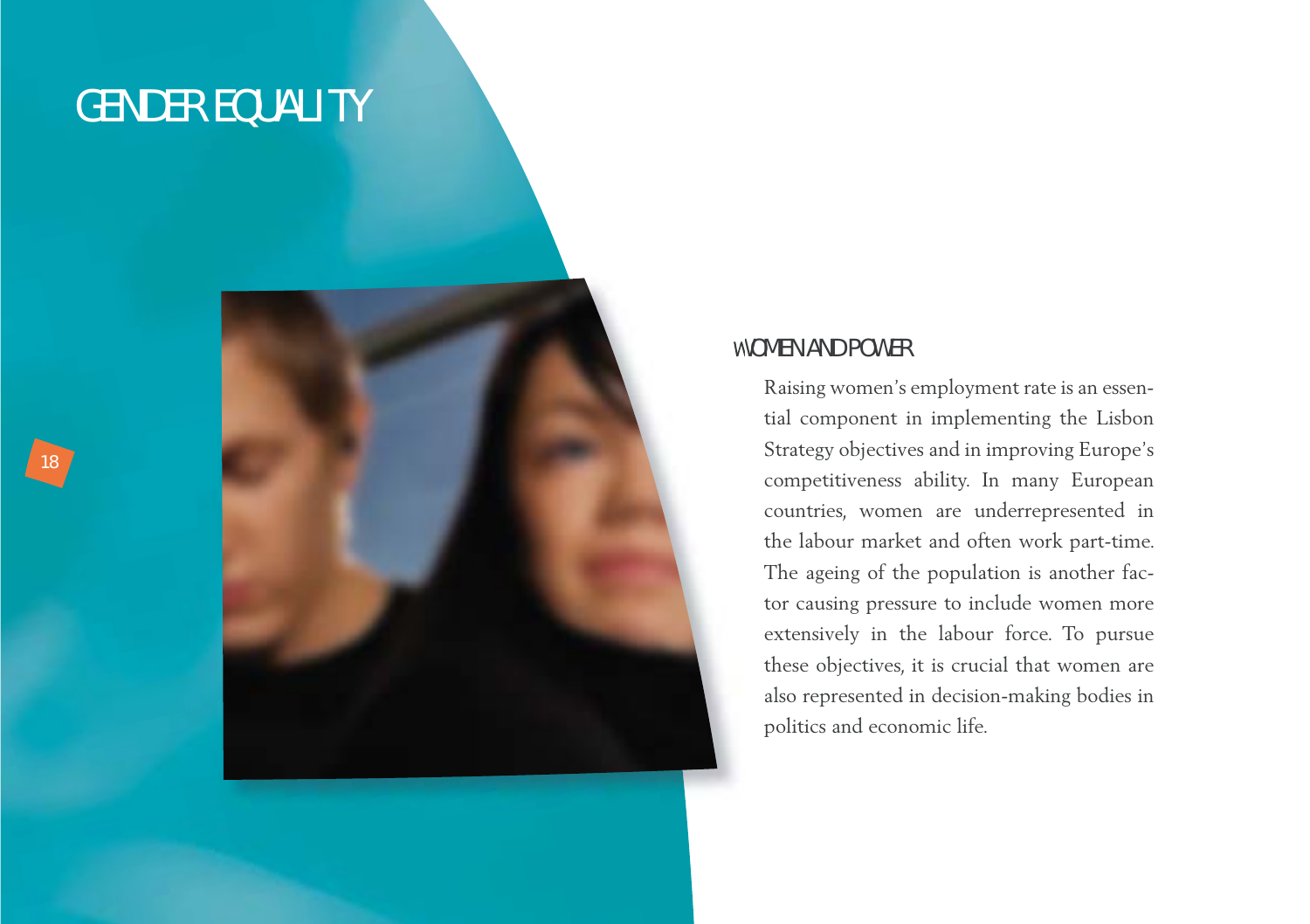# GENDER EQUALITY

## WOMEN AND POWER

Raising women's employment rate is an essential component in implementing the Lisbon Strategy objectives and in improving Europe's competitiveness ability. In many European countries, women are underrepresented in the labour market and often work part-time. The ageing of the population is another factor causing pressure to include women more extensively in the labour force. To pursue these objectives, it is crucial that women are also represented in decision-making bodies in politics and economic life.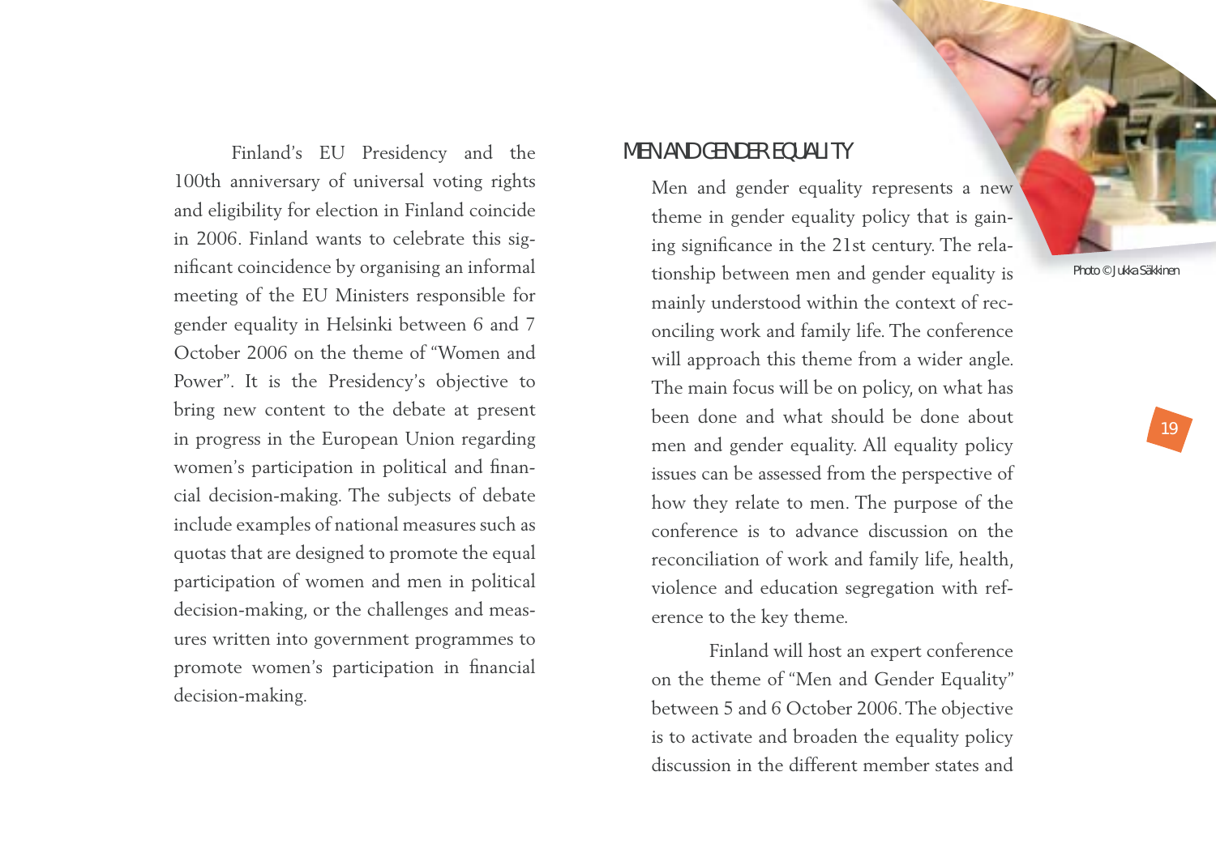Finland's EU Presidency and the 100th anniversary of universal voting rights and eligibility for election in Finland coincide in 2006. Finland wants to celebrate this significant coincidence by organising an informal meeting of the EU Ministers responsible for gender equality in Helsinki between 6 and 7 October 2006 on the theme of "Women and Power". It is the Presidency's objective to bring new content to the debate at present in progress in the European Union regarding women's participation in political and financial decision-making. The subjects of debate include examples of national measures such as quotas that are designed to promote the equal participation of women and men in political decision-making, or the challenges and measures written into government programmes to promote women's participation in financial decision-making.

## MEN AND GENDER EQUALITY

Men and gender equality represents a new theme in gender equality policy that is gaining significance in the 21st century. The relationship between men and gender equality is mainly understood within the context of reconciling work and family life. The conference will approach this theme from a wider angle. The main focus will be on policy, on what has been done and what should be done about men and gender equality. All equality policy issues can be assessed from the perspective of how they relate to men. The purpose of the conference is to advance discussion on the reconciliation of work and family life, health, violence and education segregation with reference to the key theme.

Finland will host an expert conference on the theme of "Men and Gender Equality" between 5 and 6 October 2006. The objective is to activate and broaden the equality policy discussion in the different member states and

Photo © Jukka Säkkinen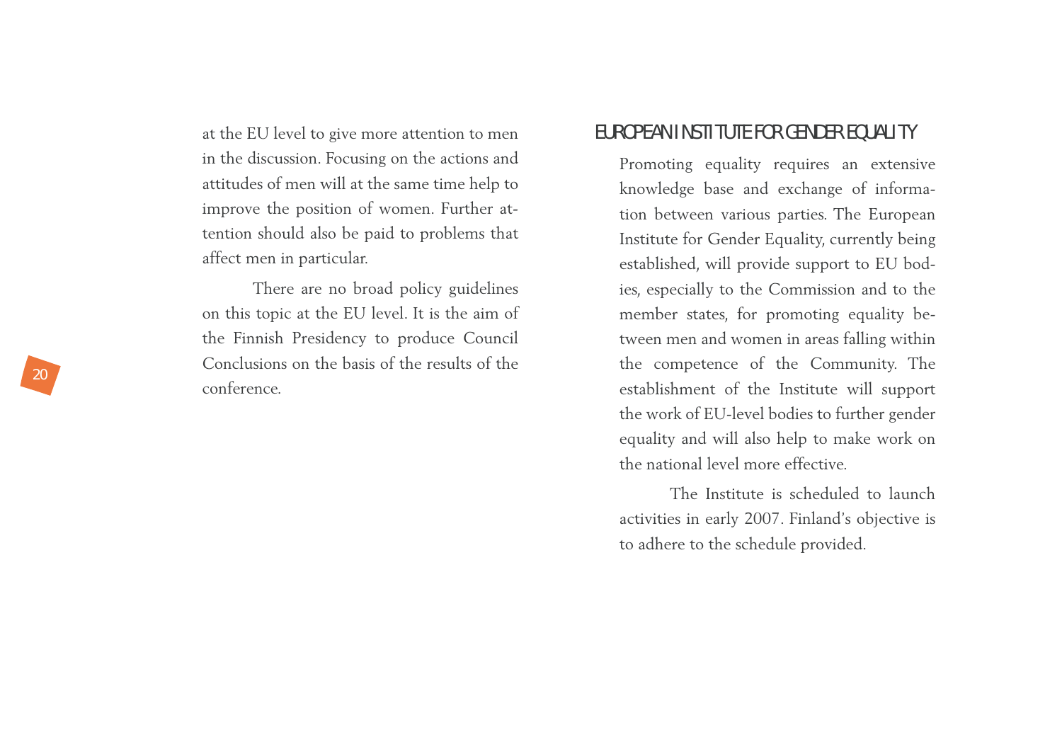at the EU level to give more attention to men in the discussion. Focusing on the actions and attitudes of men will at the same time help to improve the position of women. Further attention should also be paid to problems that affect men in particular.

There are no broad policy guidelines on this topic at the EU level. It is the aim of the Finnish Presidency to produce Council Conclusions on the basis of the results of the conference.

## EUROPEAN INSTITUTE FOR GENDER EQUALITY

Promoting equality requires an extensive knowledge base and exchange of information between various parties. The European Institute for Gender Equality, currently being established, will provide support to EU bodies, especially to the Commission and to the member states, for promoting equality between men and women in areas falling within the competence of the Community. The establishment of the Institute will support the work of EU-level bodies to further gender equality and will also help to make work on the national level more effective.

The Institute is scheduled to launch activities in early 2007. Finland's objective is to adhere to the schedule provided.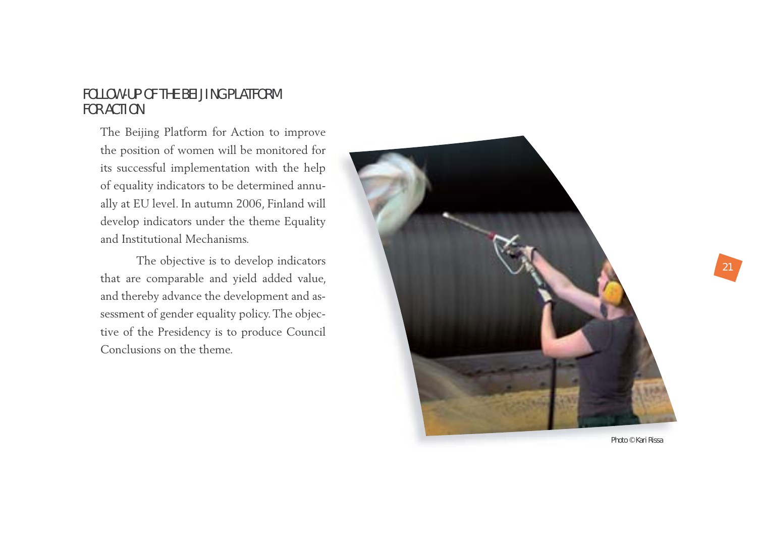## FOLLOW-UP OF THE BEIJING PLATFORM FOR ACTION

The Beijing Platform for Action to improve the position of women will be monitored for its successful implementation with the help of equality indicators to be determined annually at EU level. In autumn 2006, Finland will develop indicators under the theme Equality and Institutional Mechanisms.

The objective is to develop indicators that are comparable and yield added value, and thereby advance the development and assessment of gender equality policy. The objective of the Presidency is to produce Council Conclusions on the theme.

Photo © Kari Rissa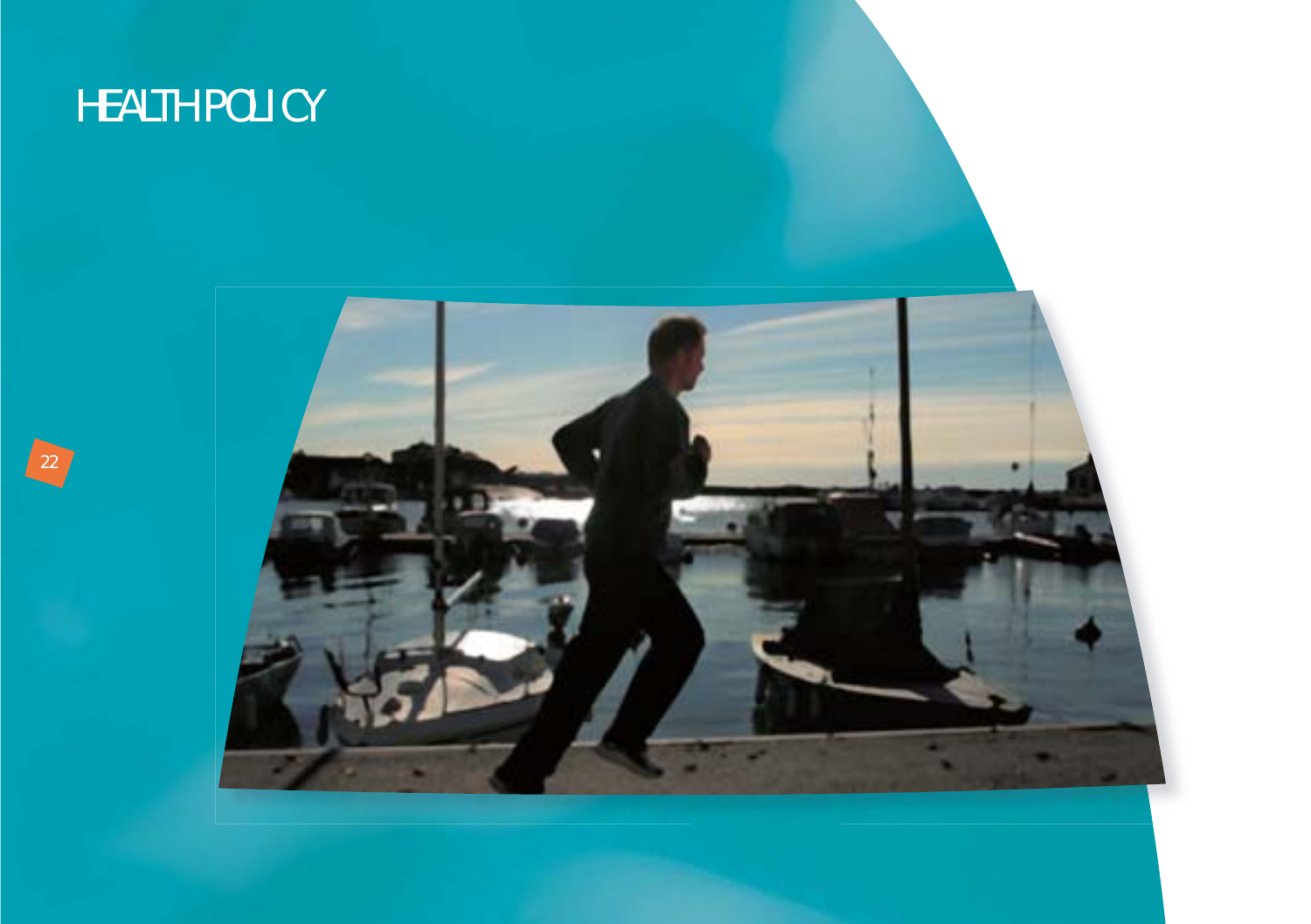# HEALTH POLICY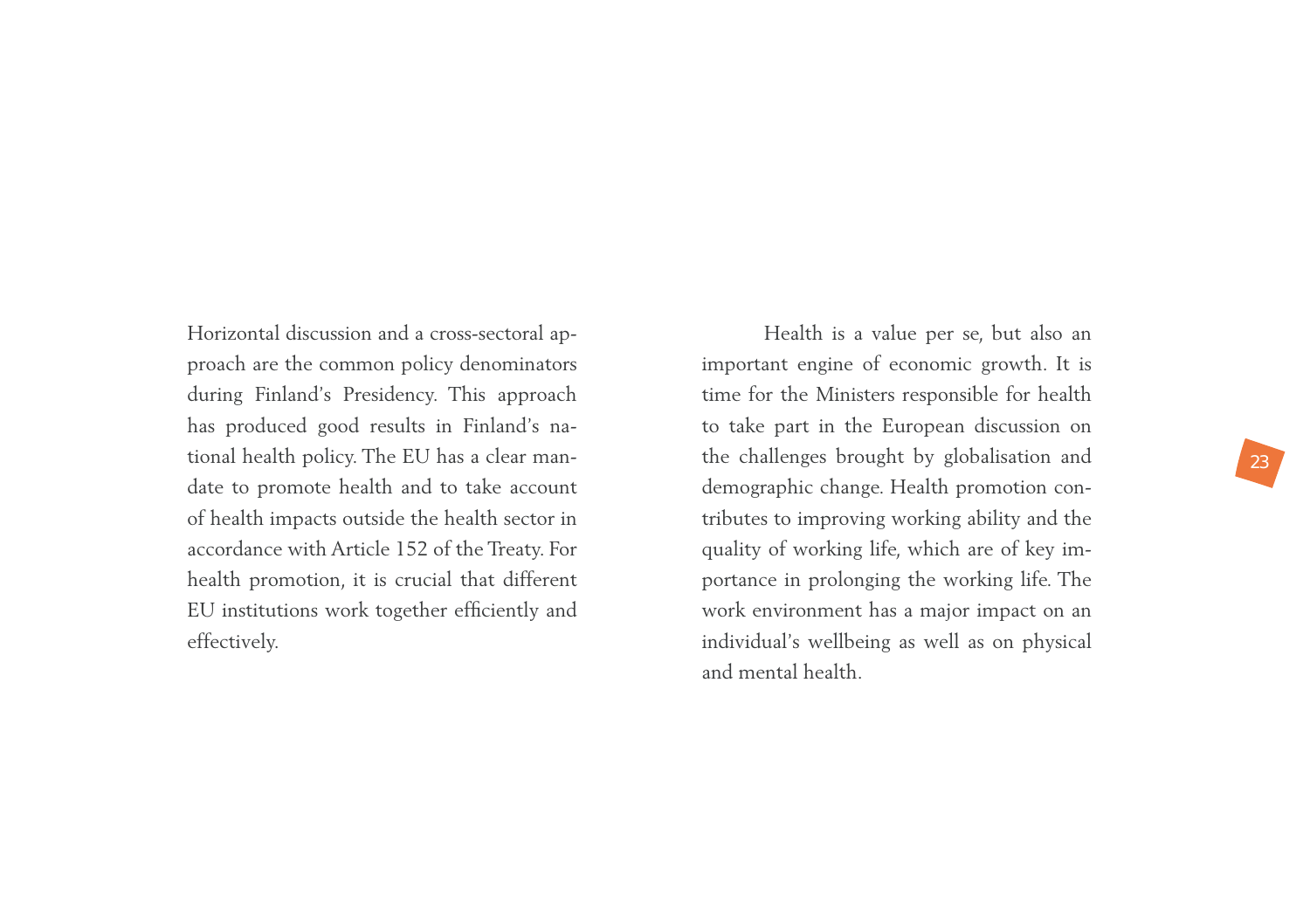Horizontal discussion and a cross-sectoral approach are the common policy denominators during Finland's Presidency. This approach has produced good results in Finland's national health policy. The EU has a clear mandate to promote health and to take account of health impacts outside the health sector in accordance with Article 152 of the Treaty. For health promotion, it is crucial that different EU institutions work together efficiently and effectively.

Health is a value per se, but also an important engine of economic growth. It is time for the Ministers responsible for health to take part in the European discussion on the challenges brought by globalisation and demographic change. Health promotion contributes to improving working ability and the quality of working life, which are of key importance in prolonging the working life. The work environment has a major impact on an individual's wellbeing as well as on physical and mental health.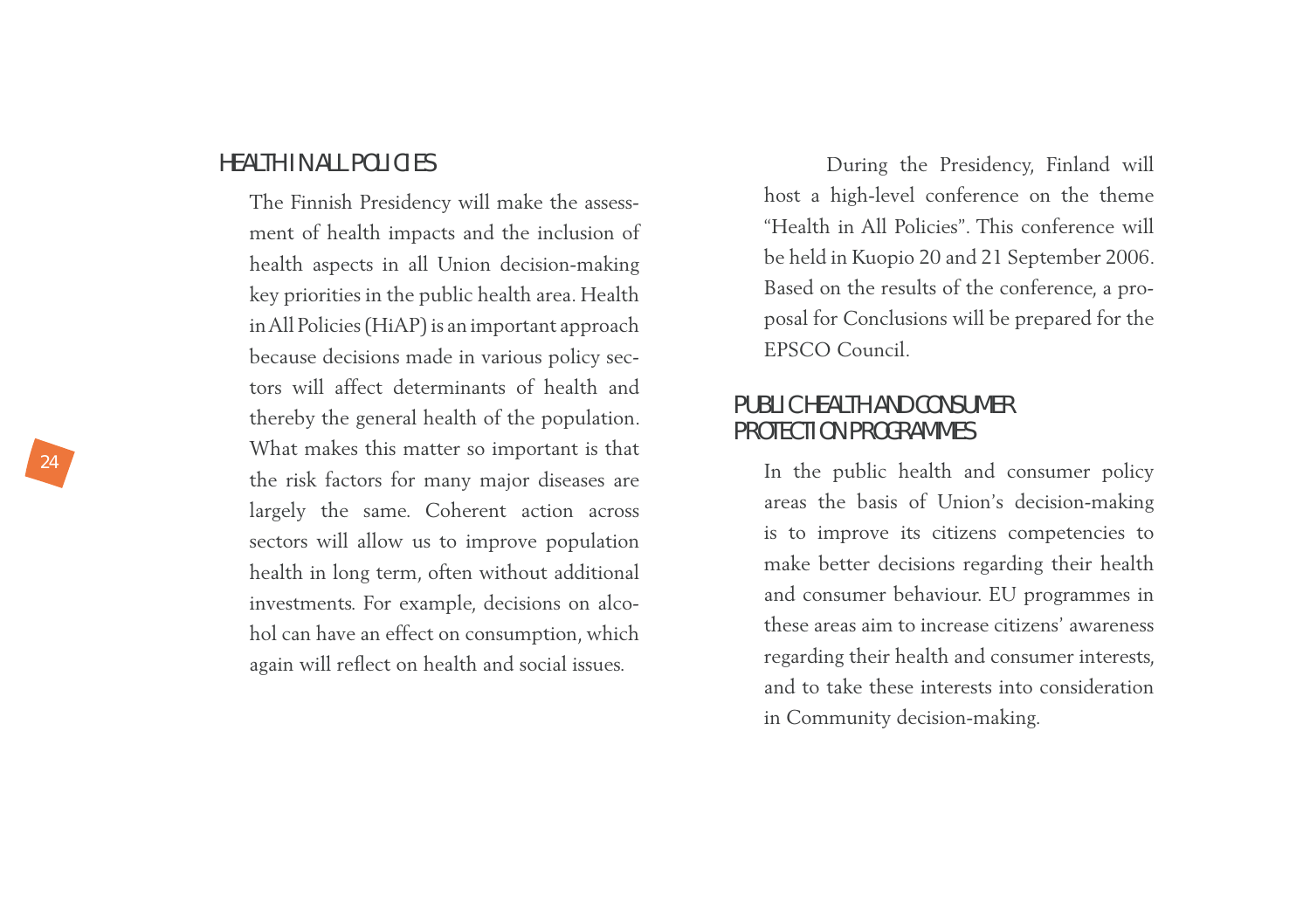## HEALTH IN ALL POLICIES

The Finnish Presidency will make the assessment of health impacts and the inclusion of health aspects in all Union decision-making key priorities in the public health area. Health in All Policies (HiAP) is an important approach because decisions made in various policy sectors will affect determinants of health and thereby the general health of the population. What makes this matter so important is that the risk factors for many major diseases are largely the same. Coherent action across sectors will allow us to improve population health in long term, often without additional investments. For example, decisions on alcohol can have an effect on consumption, which again will reflect on health and social issues.

During the Presidency, Finland will host a high-level conference on the theme "Health in All Policies". This conference will be held in Kuopio 20 and 21 September 2006. Based on the results of the conference, a proposal for Conclusions will be prepared for the EPSCO Council.

## PUBLIC HEALTH AND CONSUMER PROTECTION PROGRAMMES

In the public health and consumer policy areas the basis of Union's decision-making is to improve its citizens competencies to make better decisions regarding their health and consumer behaviour. EU programmes in these areas aim to increase citizens' awareness regarding their health and consumer interests, and to take these interests into consideration in Community decision-making.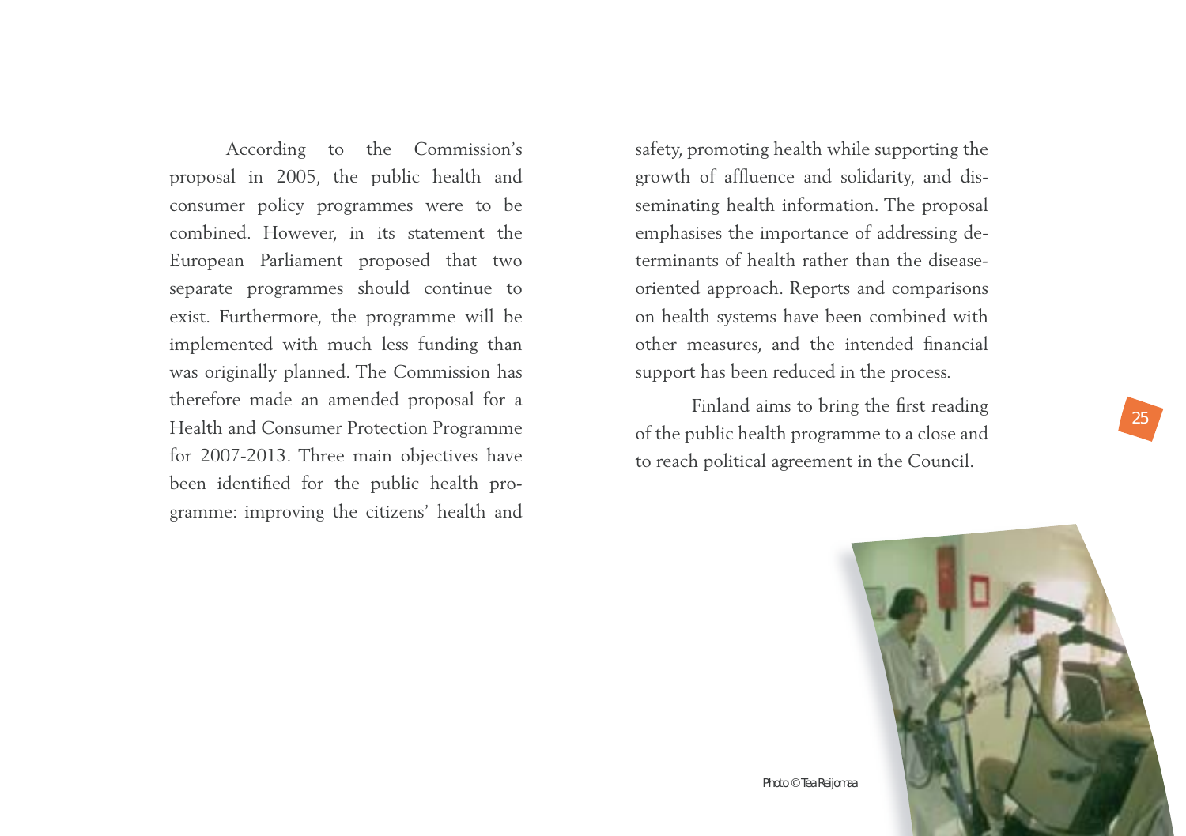According to the Commission's proposal in 2005, the public health and consumer policy programmes were to be combined. However, in its statement the European Parliament proposed that two separate programmes should continue to exist. Furthermore, the programme will be implemented with much less funding than was originally planned. The Commission has therefore made an amended proposal for a Health and Consumer Protection Programme for 2007-2013. Three main objectives have been identified for the public health programme: improving the citizens' health and safety, promoting health while supporting the growth of affluence and solidarity, and disseminating health information. The proposal emphasises the importance of addressing determinants of health rather than the disease-oriented approach. Reports and comparisons on health systems have been combined with other measures, and the intended financial support has been reduced in the process.

Finland aims to bring the first reading of the public health programme to a close and to reach political agreement in the Council.

Photo © Tea Reijomaa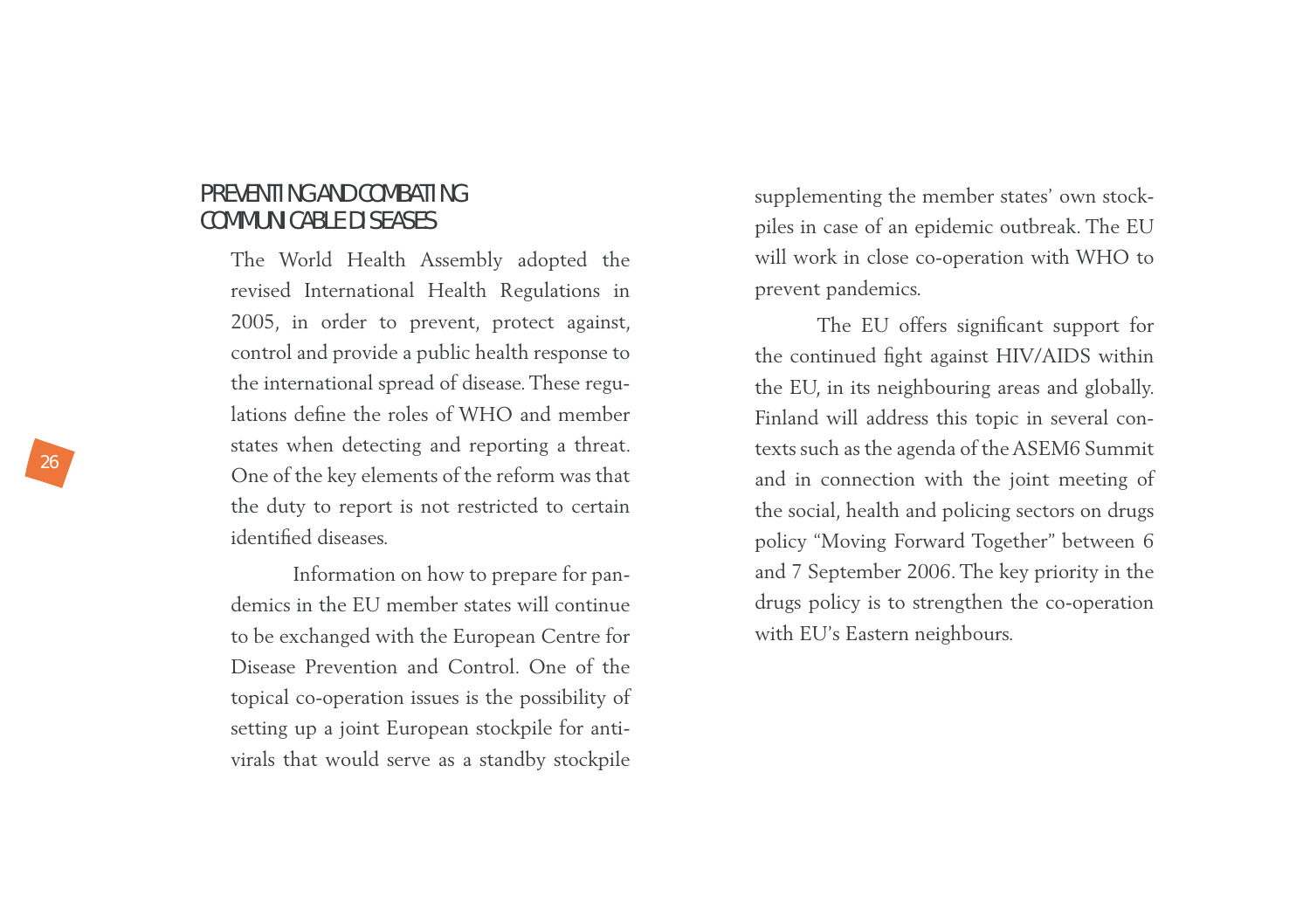## PREVENTING AND COMBATING COMMUNICABLE DISEASES

The World Health Assembly adopted the revised International Health Regulations in 2005, in order to prevent, protect against, control and provide a public health response to the international spread of disease. These regulations define the roles of WHO and member states when detecting and reporting a threat. One of the key elements of the reform was that the duty to report is not restricted to certain identified diseases.

Information on how to prepare for pandemics in the EU member states will continue to be exchanged with the European Centre for Disease Prevention and Control. One of the topical co-operation issues is the possibility of setting up a joint European stockpile for antivirals that would serve as a standby stockpile supplementing the member states' own stockpiles in case of an epidemic outbreak. The EU will work in close co-operation with WHO to prevent pandemics.

The EU offers significant support for the continued fight against HIV/AIDS within the EU, in its neighbouring areas and globally. Finland will address this topic in several contexts such as the agenda of the ASEM6 Summit and in connection with the joint meeting of the social, health and policing sectors on drugs policy "Moving Forward Together" between 6 and 7 September 2006. The key priority in the drugs policy is to strengthen the co-operation with EU's Eastern neighbours.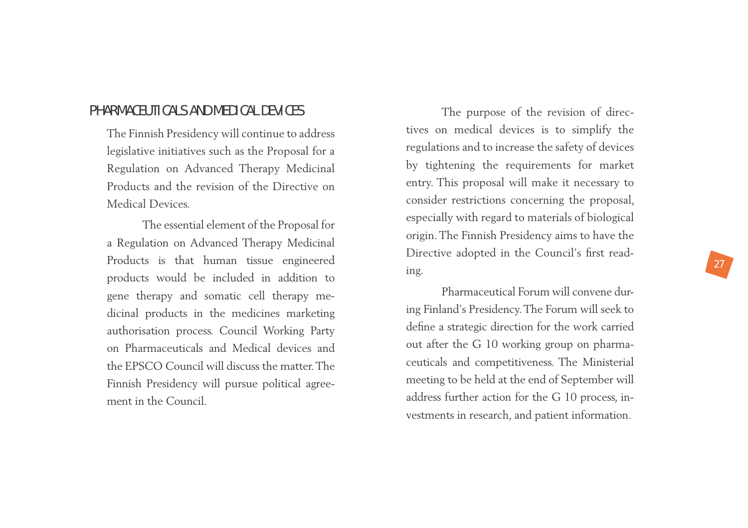## PHARMACEUTICALS AND MEDICAL DEVICES

The Finnish Presidency will continue to address legislative initiatives such as the Proposal for a Regulation on Advanced Therapy Medicinal Products and the revision of the Directive on Medical Devices.

The essential element of the Proposal for a Regulation on Advanced Therapy Medicinal Products is that human tissue engineered products would be included in addition to gene therapy and somatic cell therapy medicinal products in the medicines marketing authorisation process. Council Working Party on Pharmaceuticals and Medical devices and the EPSCO Council will discuss the matter. The Finnish Presidency will pursue political agreement in the Council.

The purpose of the revision of directives on medical devices is to simplify the regulations and to increase the safety of devices by tightening the requirements for market entry. This proposal will make it necessary to consider restrictions concerning the proposal, especially with regard to materials of biological origin. The Finnish Presidency aims to have the Directive adopted in the Council's first reading.

Pharmaceutical Forum will convene during Finland's Presidency. The Forum will seek to define a strategic direction for the work carried out after the G 10 working group on pharmaceuticals and competitiveness. The Ministerial meeting to be held at the end of September will address further action for the G 10 process, investments in research, and patient information.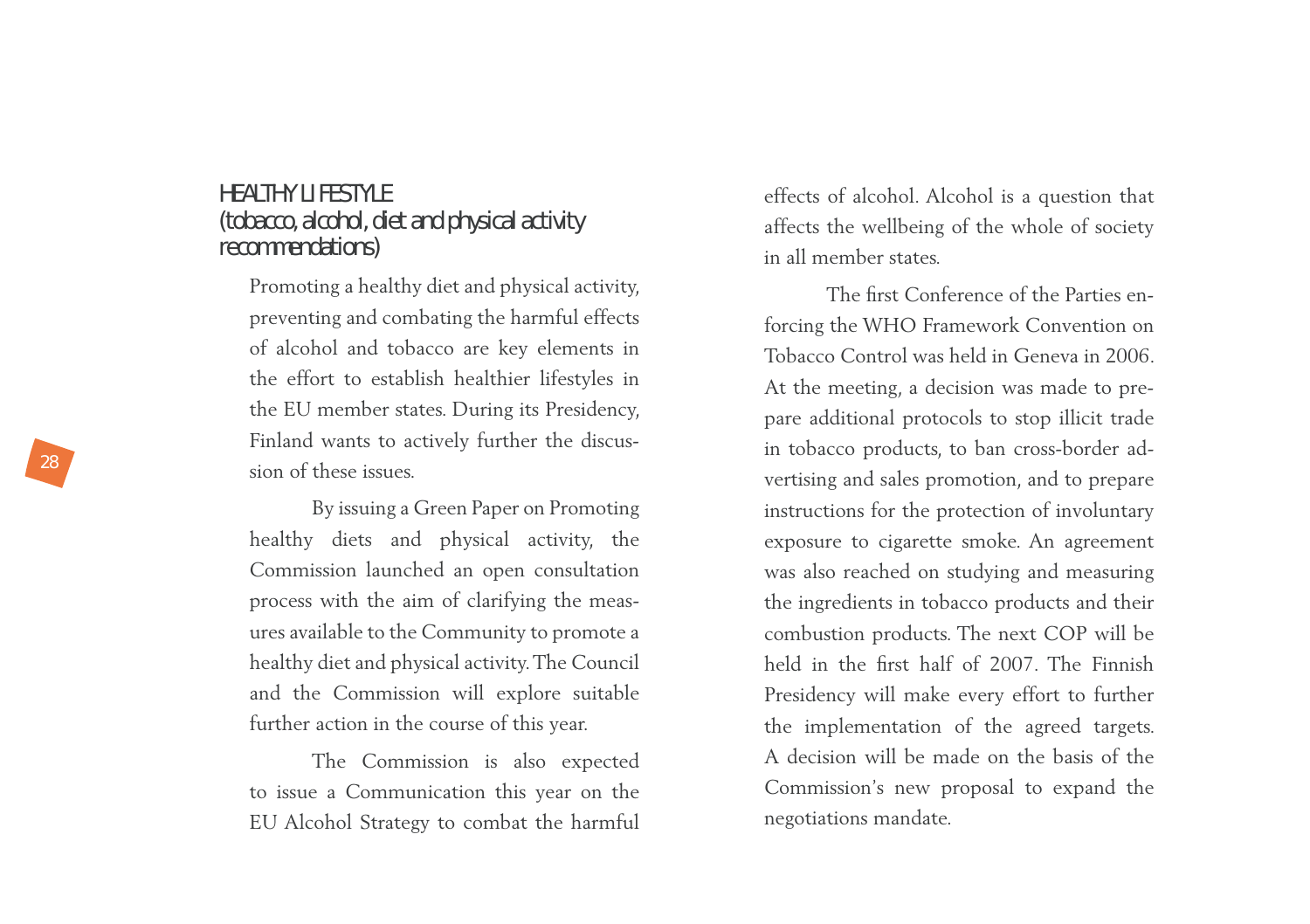## HEALTHY LIFESTYLE (tobacco, alcohol, diet and physical activity recommendations)

Promoting a healthy diet and physical activity, preventing and combating the harmful effects of alcohol and tobacco are key elements in the effort to establish healthier lifestyles in the EU member states. During its Presidency, Finland wants to actively further the discussion of these issues.

By issuing a Green Paper on Promoting healthy diets and physical activity, the Commission launched an open consultation process with the aim of clarifying the measures available to the Community to promote a healthy diet and physical activity. The Council and the Commission will explore suitable further action in the course of this year.

The Commission is also expected to issue a Communication this year on the EU Alcohol Strategy to combat the harmful effects of alcohol. Alcohol is a question that affects the wellbeing of the whole of society in all member states.

The first Conference of the Parties enforcing the WHO Framework Convention on Tobacco Control was held in Geneva in 2006. At the meeting, a decision was made to prepare additional protocols to stop illicit trade in tobacco products, to ban cross-border advertising and sales promotion, and to prepare instructions for the protection of involuntary exposure to cigarette smoke. An agreement was also reached on studying and measuring the ingredients in tobacco products and their combustion products. The next COP will be held in the first half of 2007. The Finnish Presidency will make every effort to further the implementation of the agreed targets. A decision will be made on the basis of the Commission's new proposal to expand the negotiations mandate.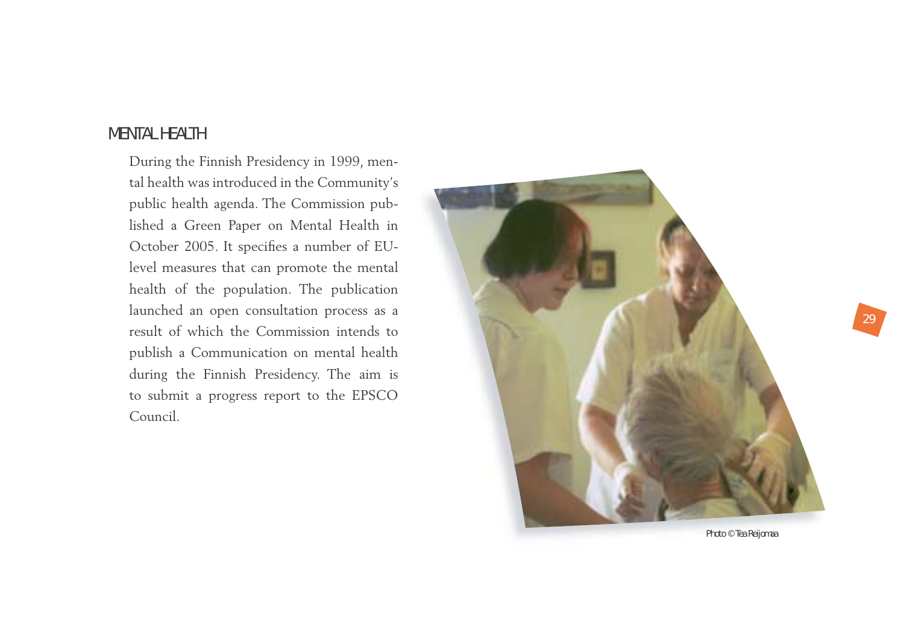## MENTAL HEALTH

During the Finnish Presidency in 1999, mental health was introduced in the Community's public health agenda. The Commission published a Green Paper on Mental Health in October 2005. It specifies a number of EU-level measures that can promote the mental health of the population. The publication launched an open consultation process as a result of which the Commission intends to publish a Communication on mental health during the Finnish Presidency. The aim is to submit a progress report to the EPSCO Council.

Photo © Tea Reijomaa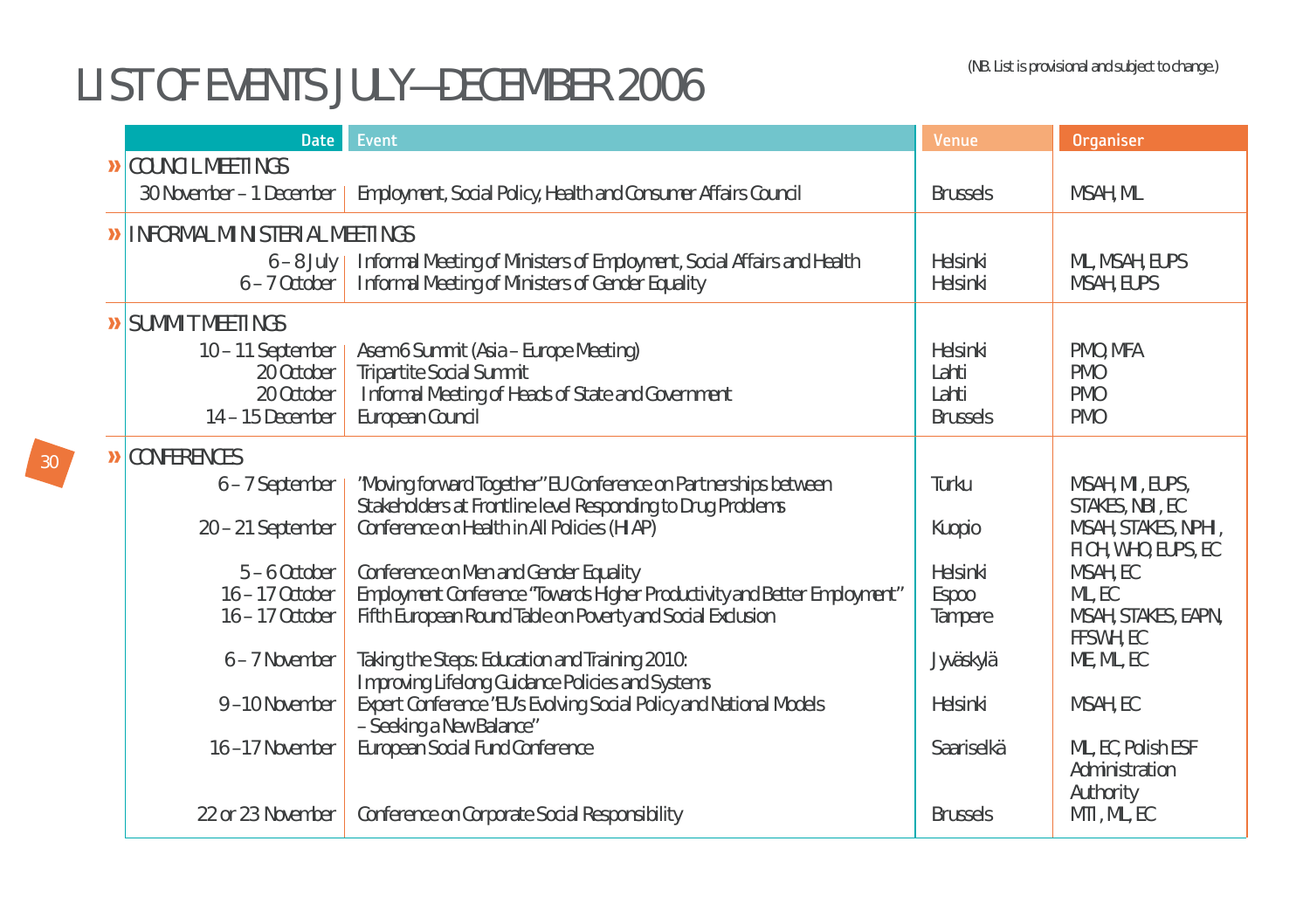# LIST OF EVENTS JULY–DECEMBER 2006

(NB. List is provisional and subject to change.)

| Date | Event | Venue | Organiser |
|---|---|---|---|
| **» COUNCIL MEETINGS** | | | |
| 30 November – 1 December | Employment, Social Policy, Health and Consumer Affairs Council | Brussels | MSAH, ML |
| **» INFORMAL MINISTERIAL MEETINGS** | | | |
| 6 – 8 July | Informal Meeting of Ministers of Employment, Social Affairs and Health | Helsinki | ML, MSAH, EUPS |
| 6 – 7 October | Informal Meeting of Ministers of Gender Equality | Helsinki | MSAH, EUPS |
| **» SUMMIT MEETINGS** | | | |
| 10 – 11 September | Asem6 Summit (Asia – Europe Meeting) | Helsinki | PMO, MFA |
| 20 October | Tripartite Social Summit | Lahti | PMO |
| 20 October | Informal Meeting of Heads of State and Government | Lahti | PMO |
| 14 – 15 December | European Council | Brussels | PMO |
| **» CONFERENCES** | | | |
| 6 – 7 September | "Moving forward Together" EU Conference on Partnerships between Stakeholders at Frontline level Responding to Drug Problems | Turku | MSAH, MI, EUPS, STAKES, NBI, EC |
| 20 – 21 September | Conference on Health in All Policies (HIAP) | Kuopio | MSAH, STAKES, NPHI, FIOH, WHO, EUPS, EC |
| 5 – 6 October | Conference on Men and Gender Equality | Helsinki | MSAH, EC |
| 16 – 17 October | Employment Conference "Towards Higher Productivity and Better Employment" | Espoo | ML, EC |
| 16 – 17 October | Fifth European Round Table on Poverty and Social Exclusion | Tampere | MSAH, STAKES, EAPN, FFSWH, EC |
| 6 – 7 November | Taking the Steps: Education and Training 2010: Improving Lifelong Guidance Policies and Systems | Jyväskylä | ME, ML, EC |
| 9 – 10 November | Expert Conference "EU's Evolving Social Policy and National Models – Seeking a New Balance" | Helsinki | MSAH, EC |
| 16 – 17 November | European Social Fund Conference | Saariselkä | ML, EC, Polish ESF Administration Authority |
| 22 or 23 November | Conference on Corporate Social Responsibility | Brussels | MTI, ML, EC |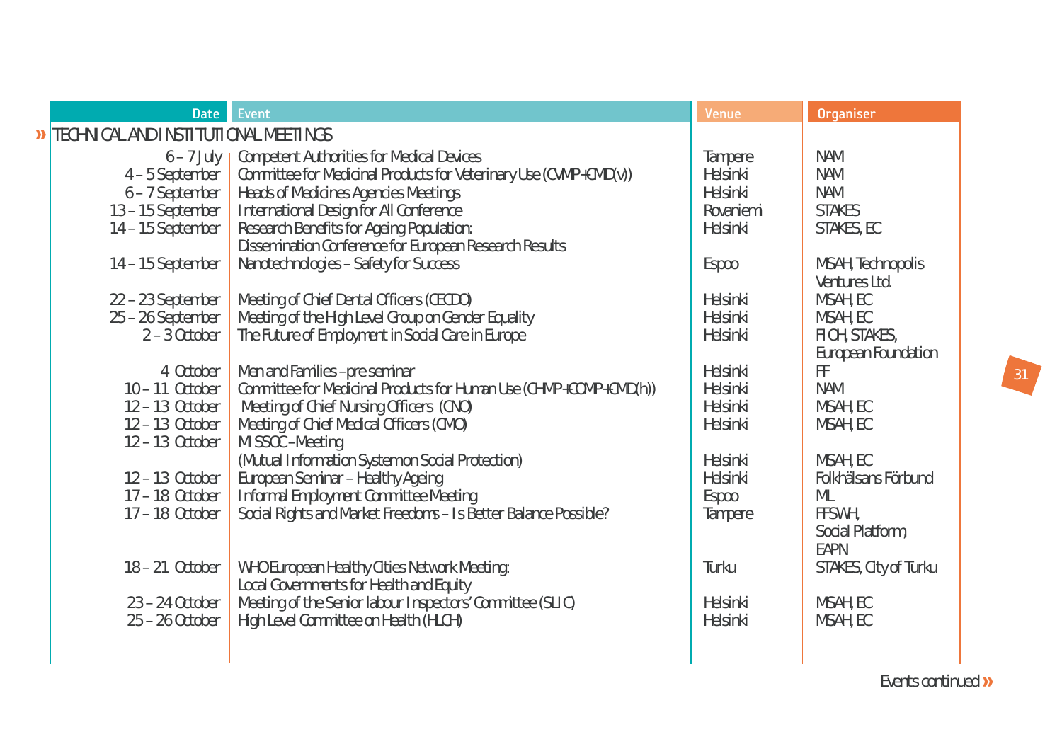| Date | Event | Venue | Organiser |
|---|---|---|---|
| **» TECHNICAL AND INSTITUTIONAL MEETINGS** | | | |
| 6 – 7 July | Competent Authorities for Medical Devices | Tampere | NAM |
| 4 – 5 September | Committee for Medicinal Products for Veterinary Use (CVMP+CMD(v)) | Helsinki | NAM |
| 6 – 7 September | Heads of Medicines Agencies Meetings | Helsinki | NAM |
| 13 – 15 September | International Design for All Conference | Rovaniemi | STAKES |
| 14 – 15 September | Research Benefits for Ageing Population: Dissemination Conference for European Research Results | Helsinki | STAKES, EC |
| 14 – 15 September | Nanotechnologies – Safety for Success | Espoo | MSAH, Technopolis Ventures Ltd. |
| 22 – 23 September | Meeting of Chief Dental Officers (CECDO) | Helsinki | MSAH, EC |
| 25 – 26 September | Meeting of the High Level Group on Gender Equality | Helsinki | MSAH, EC |
| 2 – 3 October | The Future of Employment in Social Care in Europe | Helsinki | FIOH, STAKES, European Foundation |
| 4 October | Men and Families – pre seminar | Helsinki | FF |
| 10 – 11 October | Committee for Medicinal Products for Human Use (CHMP+COMP+CMD(h)) | Helsinki | NAM |
| 12 – 13 October | Meeting of Chief Nursing Officers (CNO) | Helsinki | MSAH, EC |
| 12 – 13 October | Meeting of Chief Medical Officers (CMO) | Helsinki | MSAH, EC |
| 12 – 13 October | MISSOC-Meeting (Mutual Information System on Social Protection) | Helsinki | MSAH, EC |
| 12 – 13 October | European Seminar – Healthy Ageing | Helsinki | Folkhälsans Förbund |
| 17 – 18 October | Informal Employment Committee Meeting | Espoo | ML |
| 17 – 18 October | Social Rights and Market Freedoms – Is Better Balance Possible? | Tampere | FFSWH, Social Platform, EAPN |
| 18 – 21 October | WHO European Healthy Cities Network Meeting: Local Governments for Health and Equity | Turku | STAKES, City of Turku |
| 23 – 24 October | Meeting of the Senior labour Inspectors' Committee (SLIC) | Helsinki | MSAH, EC |
| 25 – 26 October | High Level Committee on Health (HLCH) | Helsinki | MSAH, EC |

Events continued »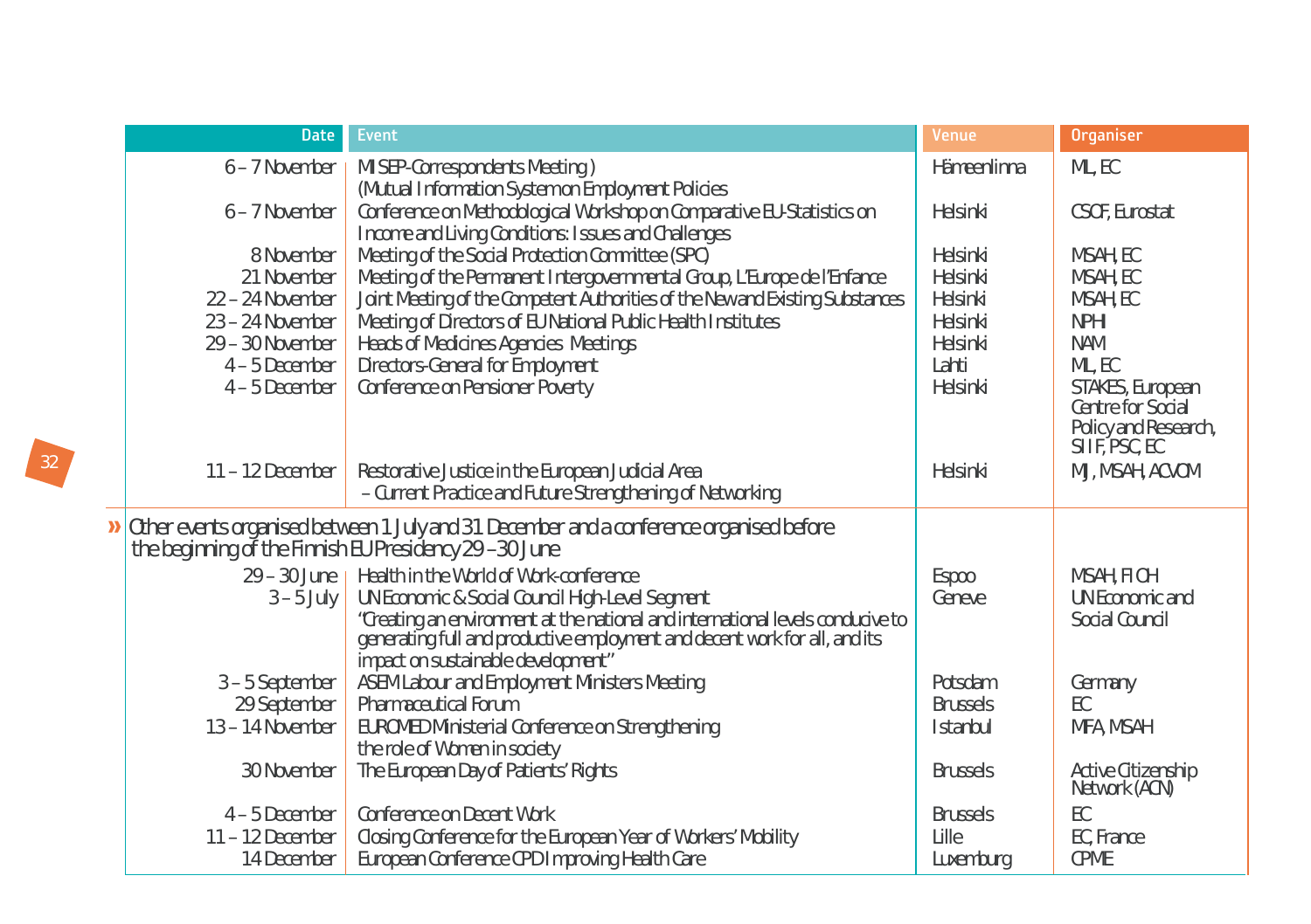| Date | Event | Venue | Organiser |
|---|---|---|---|
| 6 – 7 November | MISEP-Correspondents Meeting ) (Mutual Information System on Employment Policies | Hämeenlinna | ML, EC |
| 6 – 7 November | Conference on Methodological Workshop on Comparative EU-Statistics on Income and Living Conditions: Issues and Challenges | Helsinki | CSOF, Eurostat |
| 8 November | Meeting of the Social Protection Committee (SPC) | Helsinki | MSAH, EC |
| 21 November | Meeting of the Permanent Intergovernmental Group, L'Europe de l'Enfance | Helsinki | MSAH, EC |
| 22 – 24 November | Joint Meeting of the Competent Authorities of the New and Existing Substances | Helsinki | MSAH, EC |
| 23 – 24 November | Meeting of Directors of EU National Public Health Institutes | Helsinki | NPHI |
| 29 – 30 November | Heads of Medicines Agencies Meetings | Helsinki | NAM |
| 4 – 5 December | Directors-General for Employment | Lahti | ML, EC |
| 4 – 5 December | Conference on Pensioner Poverty | Helsinki | STAKES, European Centre for Social Policy and Research, SIIF, PSC, EC |
| 11 – 12 December | Restorative Justice in the European Judicial Area – Current Practice and Future Strengthening of Networking | Helsinki | MJ, MSAH, ACVOM |

» Other events organised between 1 July and 31 December and a conference organised before the beginning of the Finnish EU Presidency 29 –30 June

| Date | Event | Venue | Organiser |
|---|---|---|---|
| 29 – 30 June | Health in the World of Work-conference | Espoo | MSAH, FIOH |
| 3 – 5 July | UN Economic & Social Council High-Level Segment "Creating an environment at the national and international levels conducive to generating full and productive employment and decent work for all, and its impact on sustainable development" | Geneve | UN Economic and Social Council |
| 3 – 5 September | ASEM Labour and Employment Ministers Meeting | Potsdam | Germany |
| 29 September | Pharmaceutical Forum | Brussels | EC |
| 13 – 14 November | EUROMED Ministerial Conference on Strengthening the role of Women in society | Istanbul | MFA, MSAH |
| 30 November | The European Day of Patients' Rights | Brussels | Active Citizenship Network (ACN) |
| 4 – 5 December | Conference on Decent Work | Brussels | EC |
| 11 – 12 December | Closing Conference for the European Year of Workers' Mobility | Lille | EC, France |
| 14 December | European Conference CPD Improving Health Care | Luxemburg | CPME |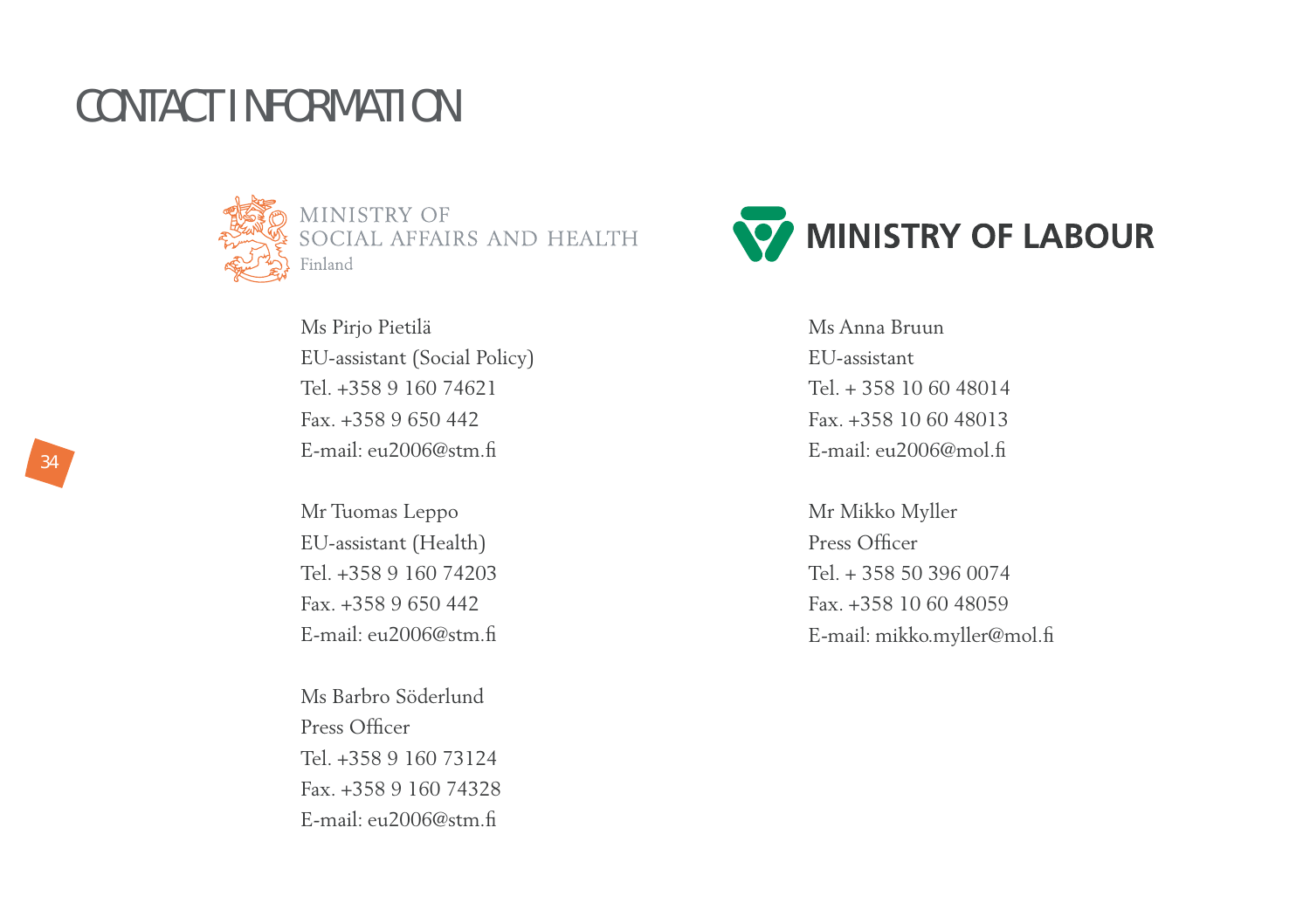# CONTACT INFORMATION

## MINISTRY OF SOCIAL AFFAIRS AND HEALTH
Finland

Ms Pirjo Pietilä
EU-assistant (Social Policy)
Tel. +358 9 160 74621
Fax. +358 9 650 442
E-mail: eu2006@stm.fi

Mr Tuomas Leppo
EU-assistant (Health)
Tel. +358 9 160 74203
Fax. +358 9 650 442
E-mail: eu2006@stm.fi

Ms Barbro Söderlund
Press Officer
Tel. +358 9 160 73124
Fax. +358 9 160 74328
E-mail: eu2006@stm.fi

## MINISTRY OF LABOUR

Ms Anna Bruun
EU-assistant
Tel. + 358 10 60 48014
Fax. +358 10 60 48013
E-mail: eu2006@mol.fi

Mr Mikko Myller
Press Officer
Tel. + 358 50 396 0074
Fax. +358 10 60 48059
E-mail: mikko.myller@mol.fi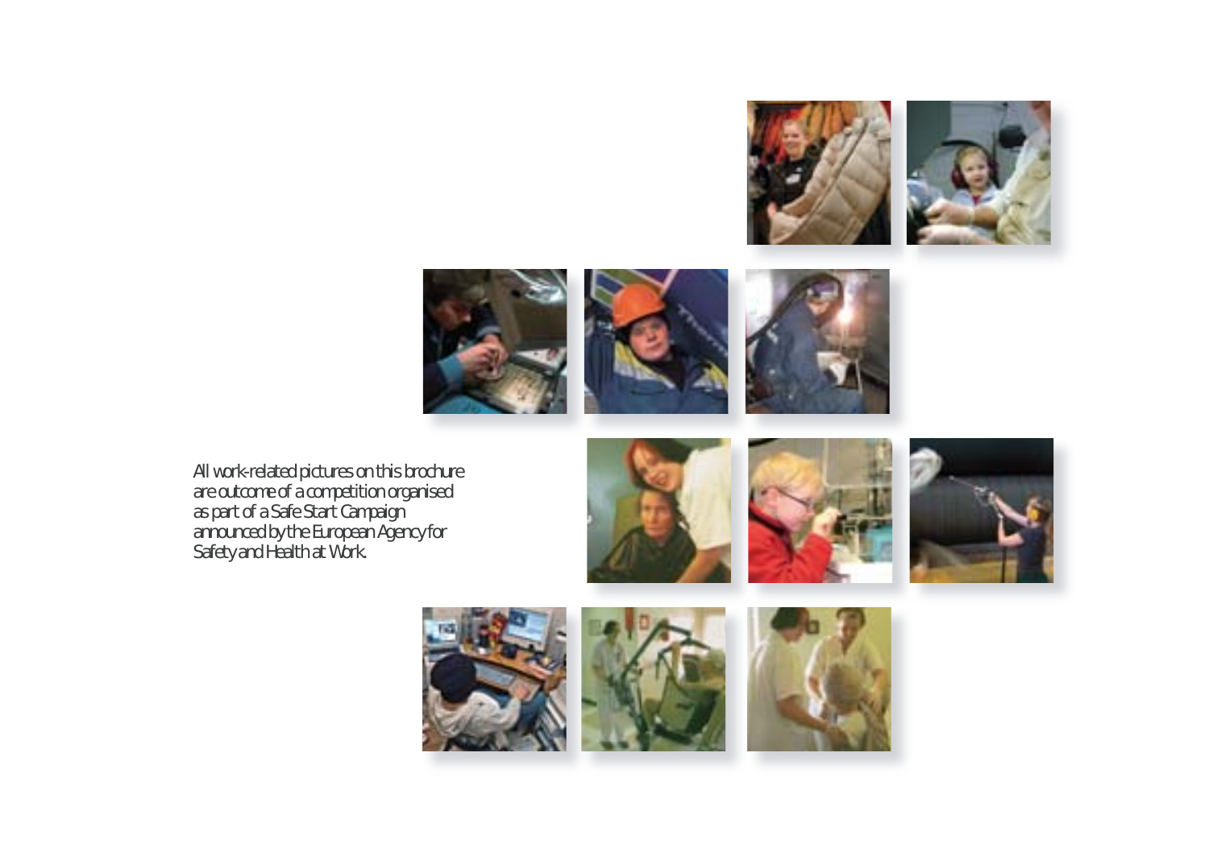All work-related pictures on this brochure are outcome of a competition organised as part of a Safe Start Campaign announced by the European Agency for Safety and Health at Work.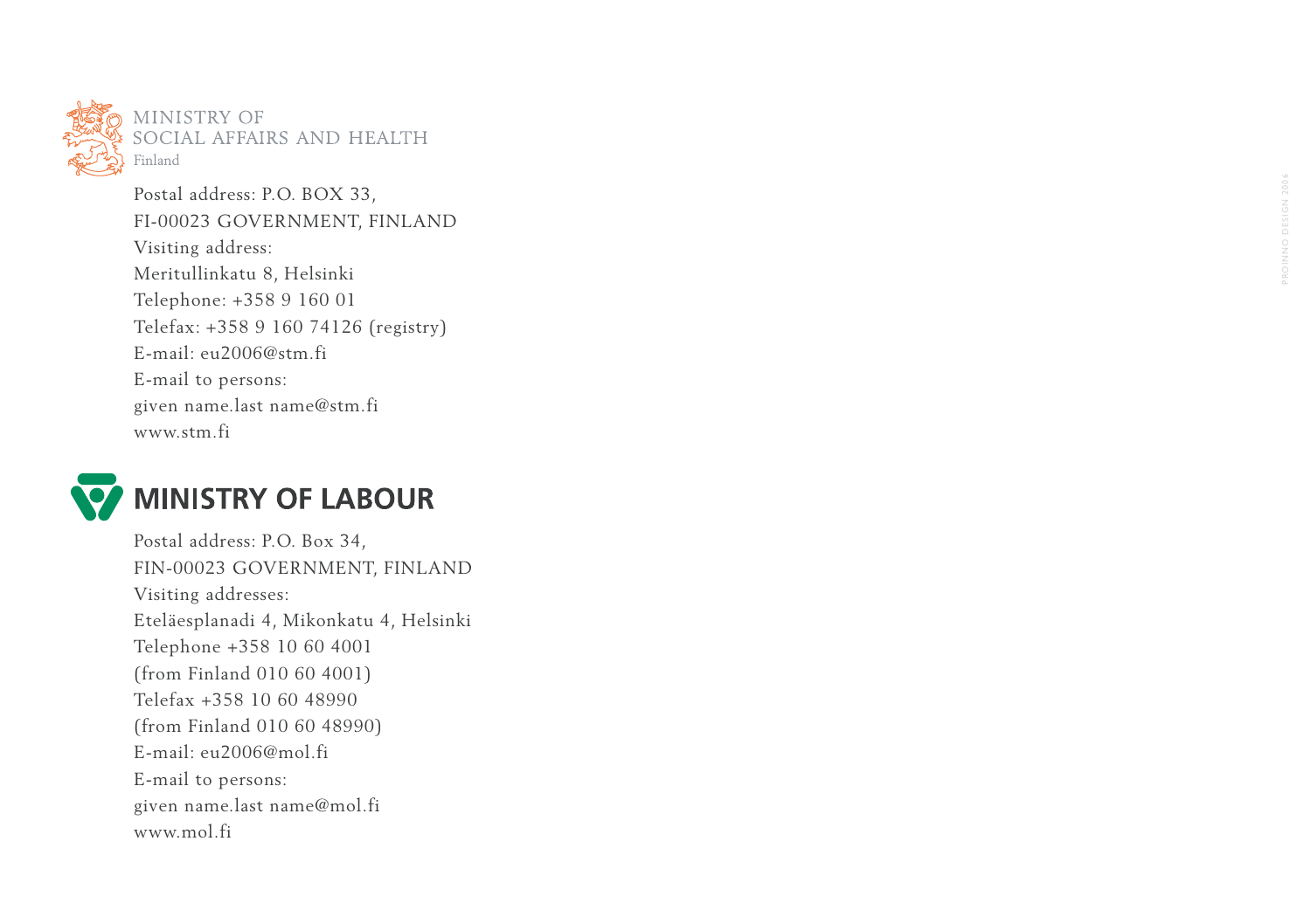MINISTRY OF
SOCIAL AFFAIRS AND HEALTH
Finland

Postal address: P.O. BOX 33,
FI-00023 GOVERNMENT, FINLAND
Visiting address:
Meritullinkatu 8, Helsinki
Telephone: +358 9 160 01
Telefax: +358 9 160 74126 (registry)
E-mail: eu2006@stm.fi
E-mail to persons:
given name.last name@stm.fi
www.stm.fi

## MINISTRY OF LABOUR

Postal address: P.O. Box 34,
FIN-00023 GOVERNMENT, FINLAND
Visiting addresses:
Eteläesplanadi 4, Mikonkatu 4, Helsinki
Telephone +358 10 60 4001
(from Finland 010 60 4001)
Telefax +358 10 60 48990
(from Finland 010 60 48990)
E-mail: eu2006@mol.fi
E-mail to persons:
given name.last name@mol.fi
www.mol.fi

PROINNO DESIGN 2006